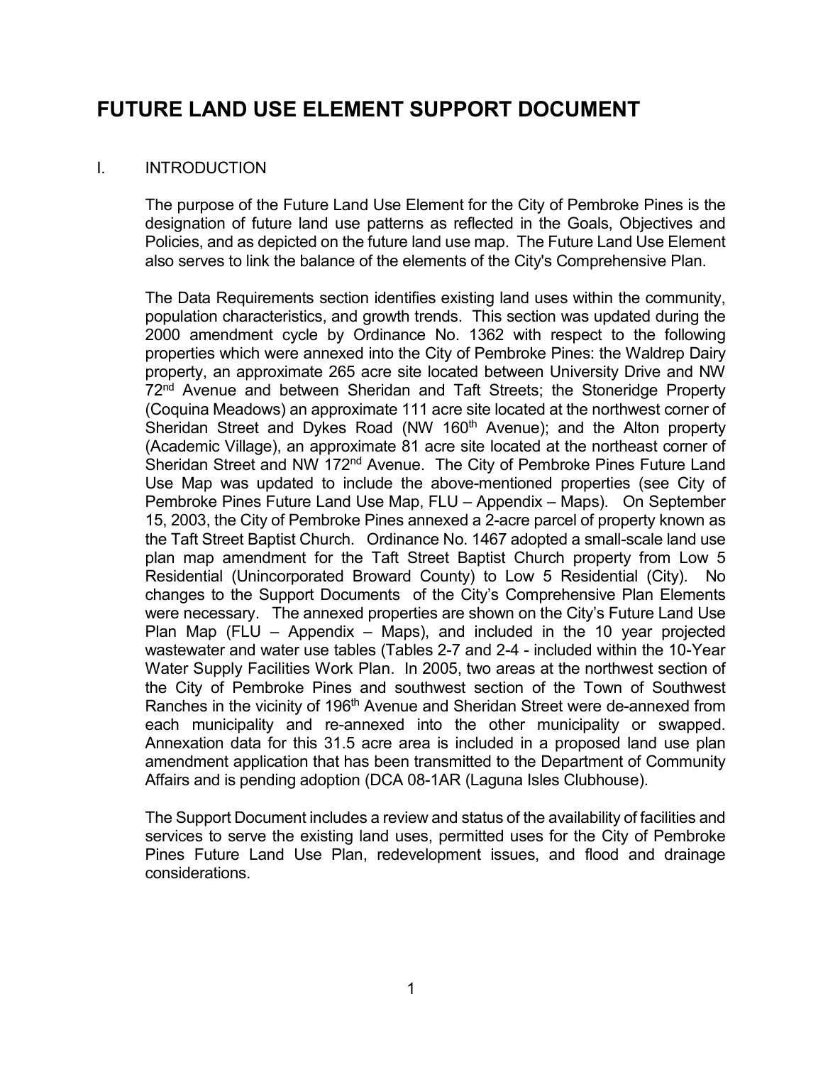# FUTURE LAND USE ELEMENT SUPPORT DOCUMENT

## I. INTRODUCTION

The purpose of the Future Land Use Element for the City of Pembroke Pines is the designation of future land use patterns as reflected in the Goals, Objectives and Policies, and as depicted on the future land use map. The Future Land Use Element also serves to link the balance of the elements of the City's Comprehensive Plan.

The Data Requirements section identifies existing land uses within the community, population characteristics, and growth trends. This section was updated during the 2000 amendment cycle by Ordinance No. 1362 with respect to the following properties which were annexed into the City of Pembroke Pines: the Waldrep Dairy property, an approximate 265 acre site located between University Drive and NW 72nd Avenue and between Sheridan and Taft Streets; the Stoneridge Property (Coquina Meadows) an approximate 111 acre site located at the northwest corner of Sheridan Street and Dykes Road (NW 160th Avenue); and the Alton property (Academic Village), an approximate 81 acre site located at the northeast corner of Sheridan Street and NW 172nd Avenue. The City of Pembroke Pines Future Land Use Map was updated to include the above-mentioned properties (see City of Pembroke Pines Future Land Use Map, FLU – Appendix – Maps). On September 15, 2003, the City of Pembroke Pines annexed a 2-acre parcel of property known as the Taft Street Baptist Church. Ordinance No. 1467 adopted a small-scale land use plan map amendment for the Taft Street Baptist Church property from Low 5 Residential (Unincorporated Broward County) to Low 5 Residential (City). No changes to the Support Documents of the City's Comprehensive Plan Elements were necessary. The annexed properties are shown on the City's Future Land Use Plan Map (FLU – Appendix – Maps), and included in the 10 year projected wastewater and water use tables (Tables 2-7 and 2-4 - included within the 10-Year Water Supply Facilities Work Plan. In 2005, two areas at the northwest section of the City of Pembroke Pines and southwest section of the Town of Southwest Ranches in the vicinity of 196th Avenue and Sheridan Street were de-annexed from each municipality and re-annexed into the other municipality or swapped. Annexation data for this 31.5 acre area is included in a proposed land use plan amendment application that has been transmitted to the Department of Community Affairs and is pending adoption (DCA 08-1AR (Laguna Isles Clubhouse).

The Support Document includes a review and status of the availability of facilities and services to serve the existing land uses, permitted uses for the City of Pembroke Pines Future Land Use Plan, redevelopment issues, and flood and drainage considerations.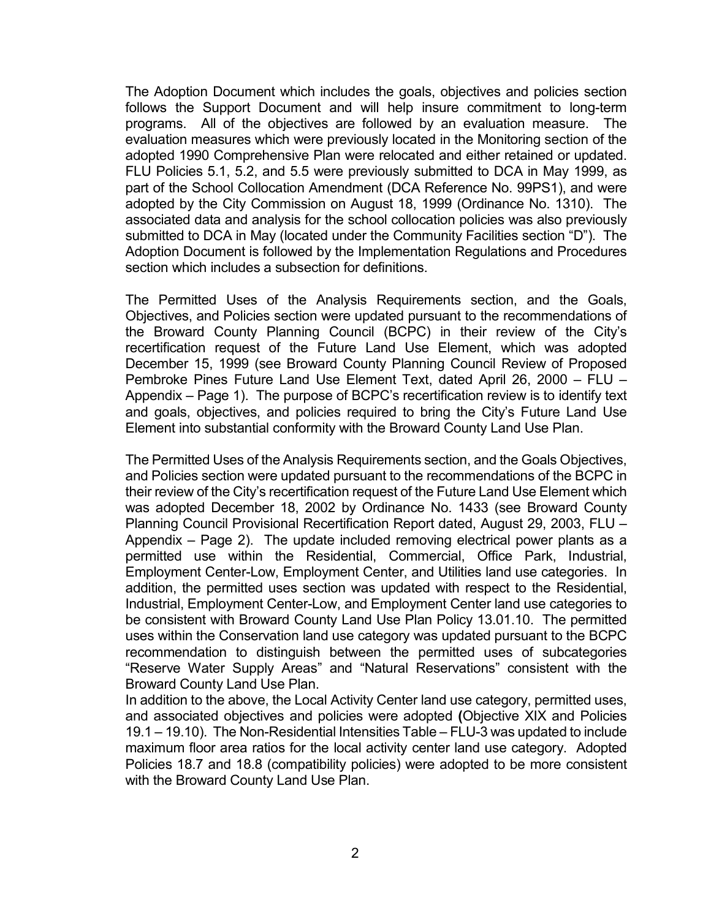The Adoption Document which includes the goals, objectives and policies section follows the Support Document and will help insure commitment to long-term programs. All of the objectives are followed by an evaluation measure. The evaluation measures which were previously located in the Monitoring section of the adopted 1990 Comprehensive Plan were relocated and either retained or updated. FLU Policies 5.1, 5.2, and 5.5 were previously submitted to DCA in May 1999, as part of the School Collocation Amendment (DCA Reference No. 99PS1), and were adopted by the City Commission on August 18, 1999 (Ordinance No. 1310). The associated data and analysis for the school collocation policies was also previously submitted to DCA in May (located under the Community Facilities section "D"). The Adoption Document is followed by the Implementation Regulations and Procedures section which includes a subsection for definitions.

The Permitted Uses of the Analysis Requirements section, and the Goals, Objectives, and Policies section were updated pursuant to the recommendations of the Broward County Planning Council (BCPC) in their review of the City's recertification request of the Future Land Use Element, which was adopted December 15, 1999 (see Broward County Planning Council Review of Proposed Pembroke Pines Future Land Use Element Text, dated April 26, 2000 – FLU – Appendix – Page 1). The purpose of BCPC's recertification review is to identify text and goals, objectives, and policies required to bring the City's Future Land Use Element into substantial conformity with the Broward County Land Use Plan.

The Permitted Uses of the Analysis Requirements section, and the Goals Objectives, and Policies section were updated pursuant to the recommendations of the BCPC in their review of the City's recertification request of the Future Land Use Element which was adopted December 18, 2002 by Ordinance No. 1433 (see Broward County Planning Council Provisional Recertification Report dated, August 29, 2003, FLU – Appendix – Page 2). The update included removing electrical power plants as a permitted use within the Residential, Commercial, Office Park, Industrial, Employment Center-Low, Employment Center, and Utilities land use categories. In addition, the permitted uses section was updated with respect to the Residential, Industrial, Employment Center-Low, and Employment Center land use categories to be consistent with Broward County Land Use Plan Policy 13.01.10. The permitted uses within the Conservation land use category was updated pursuant to the BCPC recommendation to distinguish between the permitted uses of subcategories "Reserve Water Supply Areas" and "Natural Reservations" consistent with the Broward County Land Use Plan.

In addition to the above, the Local Activity Center land use category, permitted uses, and associated objectives and policies were adopted (Objective XIX and Policies 19.1 – 19.10). The Non-Residential Intensities Table – FLU-3 was updated to include maximum floor area ratios for the local activity center land use category. Adopted Policies 18.7 and 18.8 (compatibility policies) were adopted to be more consistent with the Broward County Land Use Plan.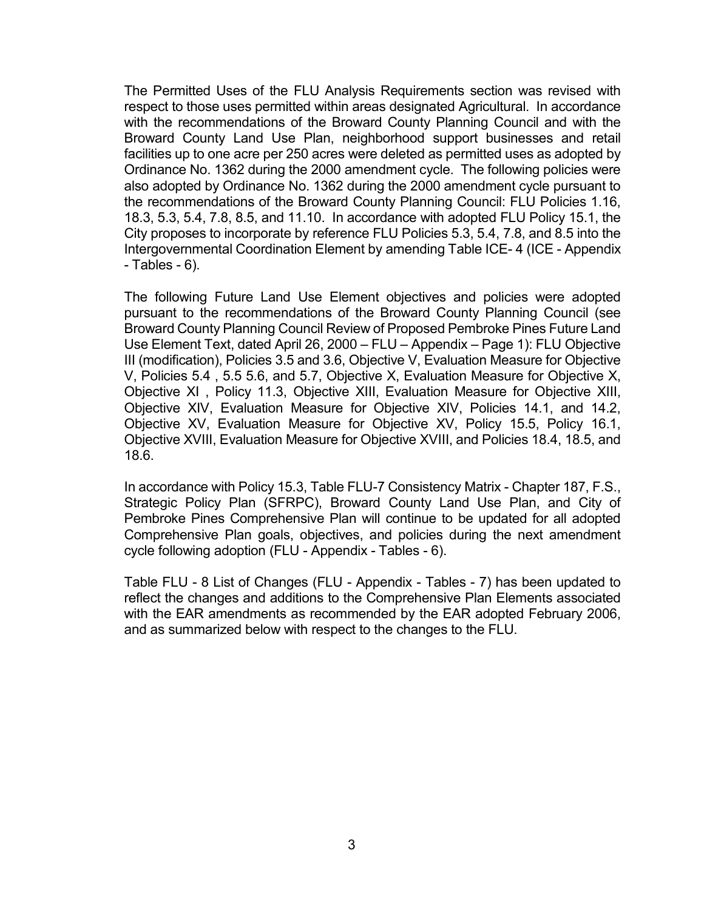The Permitted Uses of the FLU Analysis Requirements section was revised with respect to those uses permitted within areas designated Agricultural. In accordance with the recommendations of the Broward County Planning Council and with the Broward County Land Use Plan, neighborhood support businesses and retail facilities up to one acre per 250 acres were deleted as permitted uses as adopted by Ordinance No. 1362 during the 2000 amendment cycle. The following policies were also adopted by Ordinance No. 1362 during the 2000 amendment cycle pursuant to the recommendations of the Broward County Planning Council: FLU Policies 1.16, 18.3, 5.3, 5.4, 7.8, 8.5, and 11.10. In accordance with adopted FLU Policy 15.1, the City proposes to incorporate by reference FLU Policies 5.3, 5.4, 7.8, and 8.5 into the Intergovernmental Coordination Element by amending Table ICE- 4 (ICE - Appendix - Tables - 6).

The following Future Land Use Element objectives and policies were adopted pursuant to the recommendations of the Broward County Planning Council (see Broward County Planning Council Review of Proposed Pembroke Pines Future Land Use Element Text, dated April 26, 2000 – FLU – Appendix – Page 1): FLU Objective III (modification), Policies 3.5 and 3.6, Objective V, Evaluation Measure for Objective V, Policies 5.4 , 5.5 5.6, and 5.7, Objective X, Evaluation Measure for Objective X, Objective XI , Policy 11.3, Objective XIII, Evaluation Measure for Objective XIII, Objective XIV, Evaluation Measure for Objective XIV, Policies 14.1, and 14.2, Objective XV, Evaluation Measure for Objective XV, Policy 15.5, Policy 16.1, Objective XVIII, Evaluation Measure for Objective XVIII, and Policies 18.4, 18.5, and 18.6.

In accordance with Policy 15.3, Table FLU-7 Consistency Matrix - Chapter 187, F.S., Strategic Policy Plan (SFRPC), Broward County Land Use Plan, and City of Pembroke Pines Comprehensive Plan will continue to be updated for all adopted Comprehensive Plan goals, objectives, and policies during the next amendment cycle following adoption (FLU - Appendix - Tables - 6).

Table FLU - 8 List of Changes (FLU - Appendix - Tables - 7) has been updated to reflect the changes and additions to the Comprehensive Plan Elements associated with the EAR amendments as recommended by the EAR adopted February 2006, and as summarized below with respect to the changes to the FLU.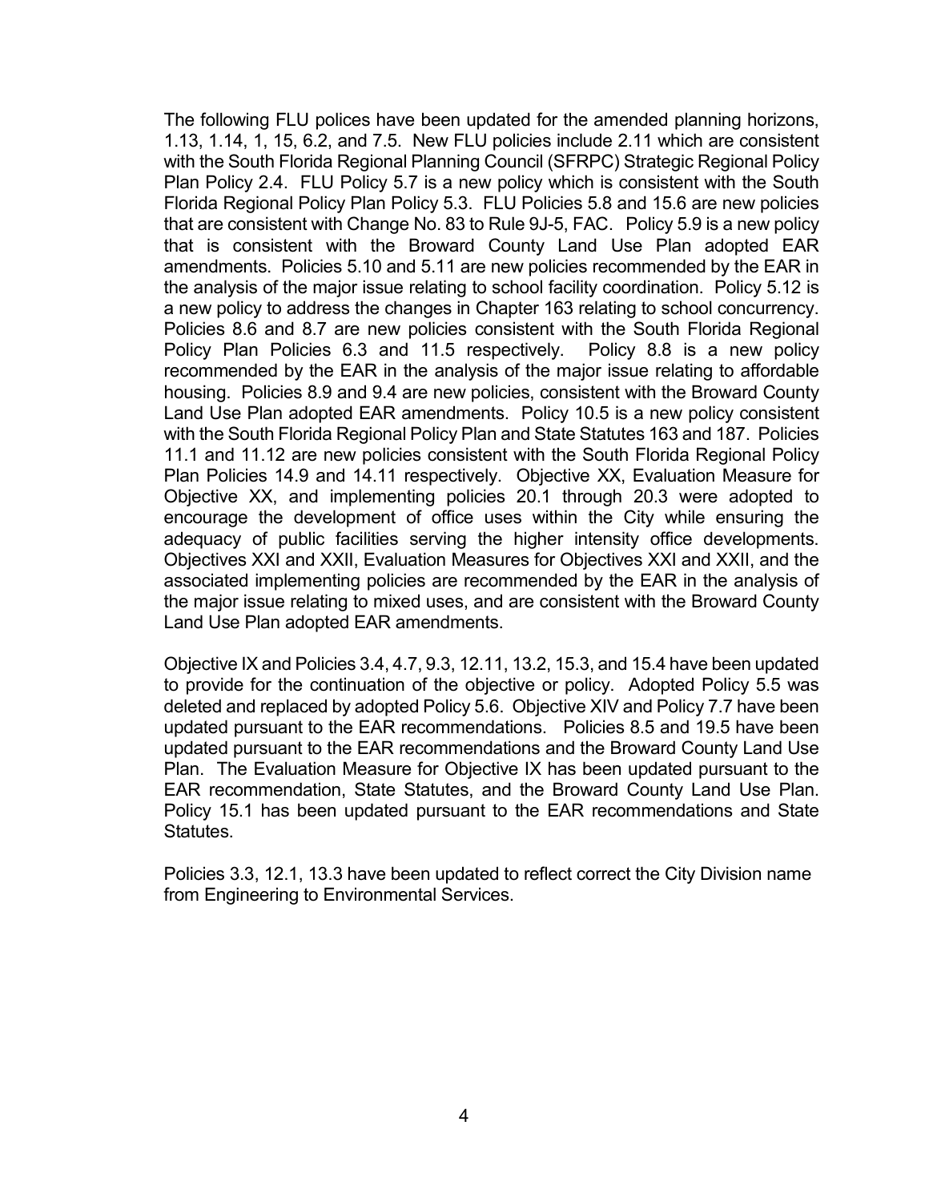The following FLU polices have been updated for the amended planning horizons, 1.13, 1.14, 1, 15, 6.2, and 7.5. New FLU policies include 2.11 which are consistent with the South Florida Regional Planning Council (SFRPC) Strategic Regional Policy Plan Policy 2.4. FLU Policy 5.7 is a new policy which is consistent with the South Florida Regional Policy Plan Policy 5.3. FLU Policies 5.8 and 15.6 are new policies that are consistent with Change No. 83 to Rule 9J-5, FAC. Policy 5.9 is a new policy that is consistent with the Broward County Land Use Plan adopted EAR amendments. Policies 5.10 and 5.11 are new policies recommended by the EAR in the analysis of the major issue relating to school facility coordination. Policy 5.12 is a new policy to address the changes in Chapter 163 relating to school concurrency. Policies 8.6 and 8.7 are new policies consistent with the South Florida Regional Policy Plan Policies 6.3 and 11.5 respectively. Policy 8.8 is a new policy recommended by the EAR in the analysis of the major issue relating to affordable housing. Policies 8.9 and 9.4 are new policies, consistent with the Broward County Land Use Plan adopted EAR amendments. Policy 10.5 is a new policy consistent with the South Florida Regional Policy Plan and State Statutes 163 and 187. Policies 11.1 and 11.12 are new policies consistent with the South Florida Regional Policy Plan Policies 14.9 and 14.11 respectively. Objective XX, Evaluation Measure for Objective XX, and implementing policies 20.1 through 20.3 were adopted to encourage the development of office uses within the City while ensuring the adequacy of public facilities serving the higher intensity office developments. Objectives XXI and XXII, Evaluation Measures for Objectives XXI and XXII, and the associated implementing policies are recommended by the EAR in the analysis of the major issue relating to mixed uses, and are consistent with the Broward County Land Use Plan adopted EAR amendments.

Objective IX and Policies 3.4, 4.7, 9.3, 12.11, 13.2, 15.3, and 15.4 have been updated to provide for the continuation of the objective or policy. Adopted Policy 5.5 was deleted and replaced by adopted Policy 5.6. Objective XIV and Policy 7.7 have been updated pursuant to the EAR recommendations. Policies 8.5 and 19.5 have been updated pursuant to the EAR recommendations and the Broward County Land Use Plan. The Evaluation Measure for Objective IX has been updated pursuant to the EAR recommendation, State Statutes, and the Broward County Land Use Plan. Policy 15.1 has been updated pursuant to the EAR recommendations and State Statutes.

Policies 3.3, 12.1, 13.3 have been updated to reflect correct the City Division name from Engineering to Environmental Services.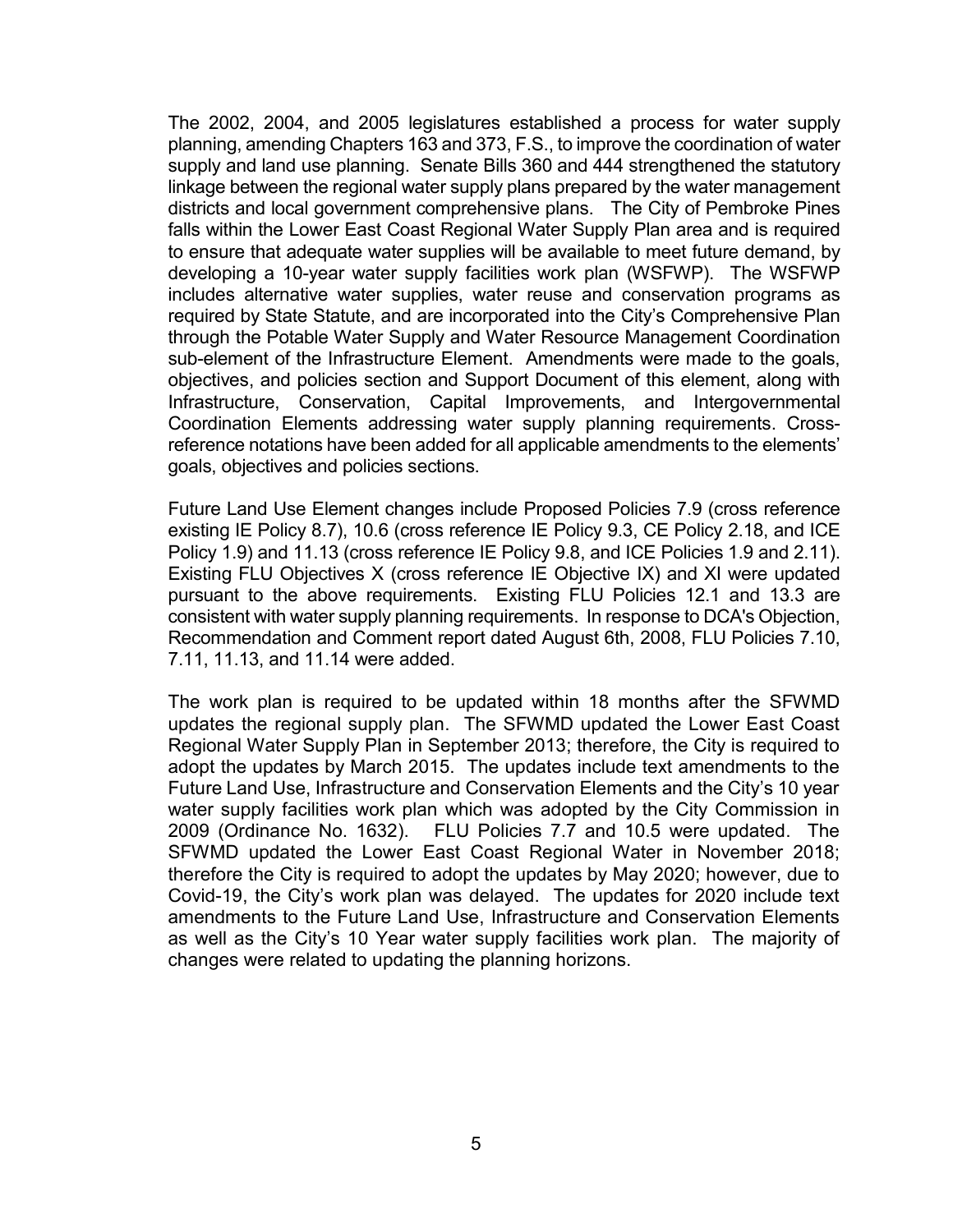The 2002, 2004, and 2005 legislatures established a process for water supply planning, amending Chapters 163 and 373, F.S., to improve the coordination of water supply and land use planning. Senate Bills 360 and 444 strengthened the statutory linkage between the regional water supply plans prepared by the water management districts and local government comprehensive plans. The City of Pembroke Pines falls within the Lower East Coast Regional Water Supply Plan area and is required to ensure that adequate water supplies will be available to meet future demand, by developing a 10-year water supply facilities work plan (WSFWP). The WSFWP includes alternative water supplies, water reuse and conservation programs as required by State Statute, and are incorporated into the City's Comprehensive Plan through the Potable Water Supply and Water Resource Management Coordination sub-element of the Infrastructure Element. Amendments were made to the goals, objectives, and policies section and Support Document of this element, along with Infrastructure, Conservation, Capital Improvements, and Intergovernmental Coordination Elements addressing water supply planning requirements. Cross-reference notations have been added for all applicable amendments to the elements' goals, objectives and policies sections.

Future Land Use Element changes include Proposed Policies 7.9 (cross reference existing IE Policy 8.7), 10.6 (cross reference IE Policy 9.3, CE Policy 2.18, and ICE Policy 1.9) and 11.13 (cross reference IE Policy 9.8, and ICE Policies 1.9 and 2.11). Existing FLU Objectives X (cross reference IE Objective IX) and XI were updated pursuant to the above requirements. Existing FLU Policies 12.1 and 13.3 are consistent with water supply planning requirements. In response to DCA's Objection, Recommendation and Comment report dated August 6th, 2008, FLU Policies 7.10, 7.11, 11.13, and 11.14 were added.

The work plan is required to be updated within 18 months after the SFWMD updates the regional supply plan. The SFWMD updated the Lower East Coast Regional Water Supply Plan in September 2013; therefore, the City is required to adopt the updates by March 2015. The updates include text amendments to the Future Land Use, Infrastructure and Conservation Elements and the City's 10 year water supply facilities work plan which was adopted by the City Commission in 2009 (Ordinance No. 1632). FLU Policies 7.7 and 10.5 were updated. The SFWMD updated the Lower East Coast Regional Water in November 2018; therefore the City is required to adopt the updates by May 2020; however, due to Covid-19, the City's work plan was delayed. The updates for 2020 include text amendments to the Future Land Use, Infrastructure and Conservation Elements as well as the City's 10 Year water supply facilities work plan. The majority of changes were related to updating the planning horizons.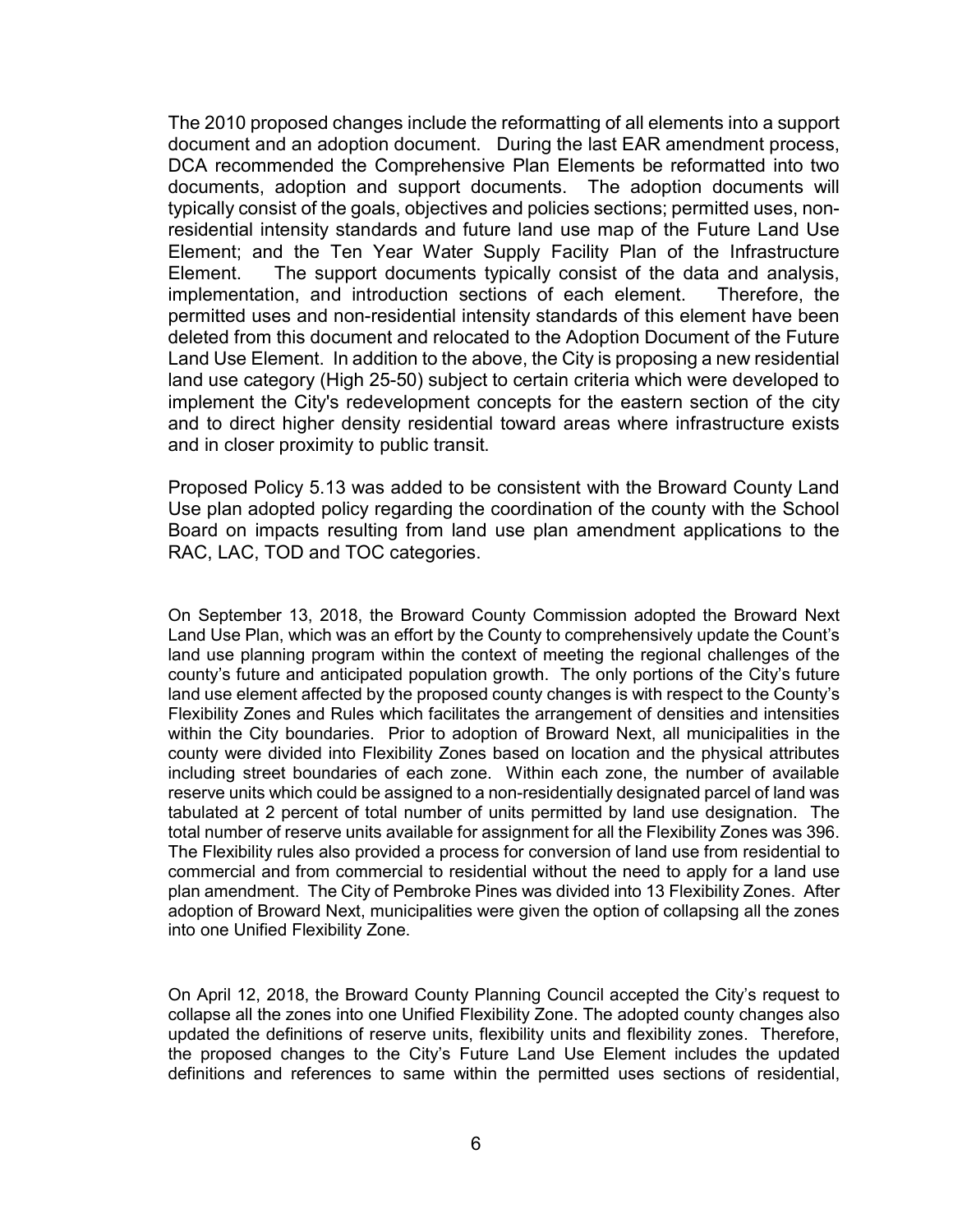The 2010 proposed changes include the reformatting of all elements into a support document and an adoption document. During the last EAR amendment process, DCA recommended the Comprehensive Plan Elements be reformatted into two documents, adoption and support documents. The adoption documents will typically consist of the goals, objectives and policies sections; permitted uses, non-residential intensity standards and future land use map of the Future Land Use Element; and the Ten Year Water Supply Facility Plan of the Infrastructure Element. The support documents typically consist of the data and analysis, implementation, and introduction sections of each element. Therefore, the permitted uses and non-residential intensity standards of this element have been deleted from this document and relocated to the Adoption Document of the Future Land Use Element. In addition to the above, the City is proposing a new residential land use category (High 25-50) subject to certain criteria which were developed to implement the City's redevelopment concepts for the eastern section of the city and to direct higher density residential toward areas where infrastructure exists and in closer proximity to public transit.

Proposed Policy 5.13 was added to be consistent with the Broward County Land Use plan adopted policy regarding the coordination of the county with the School Board on impacts resulting from land use plan amendment applications to the RAC, LAC, TOD and TOC categories.

On September 13, 2018, the Broward County Commission adopted the Broward Next Land Use Plan, which was an effort by the County to comprehensively update the Count's land use planning program within the context of meeting the regional challenges of the county's future and anticipated population growth. The only portions of the City's future land use element affected by the proposed county changes is with respect to the County's Flexibility Zones and Rules which facilitates the arrangement of densities and intensities within the City boundaries. Prior to adoption of Broward Next, all municipalities in the county were divided into Flexibility Zones based on location and the physical attributes including street boundaries of each zone. Within each zone, the number of available reserve units which could be assigned to a non-residentially designated parcel of land was tabulated at 2 percent of total number of units permitted by land use designation. The total number of reserve units available for assignment for all the Flexibility Zones was 396. The Flexibility rules also provided a process for conversion of land use from residential to commercial and from commercial to residential without the need to apply for a land use plan amendment. The City of Pembroke Pines was divided into 13 Flexibility Zones. After adoption of Broward Next, municipalities were given the option of collapsing all the zones into one Unified Flexibility Zone.

On April 12, 2018, the Broward County Planning Council accepted the City's request to collapse all the zones into one Unified Flexibility Zone. The adopted county changes also updated the definitions of reserve units, flexibility units and flexibility zones. Therefore, the proposed changes to the City's Future Land Use Element includes the updated definitions and references to same within the permitted uses sections of residential,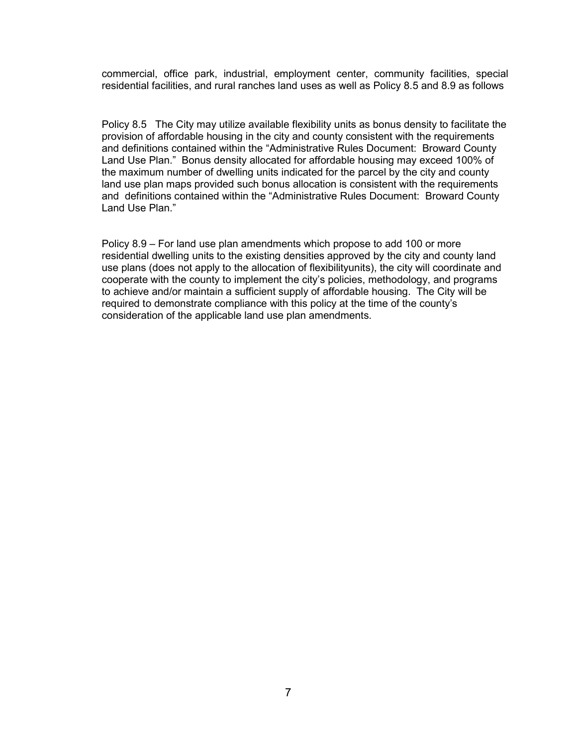commercial, office park, industrial, employment center, community facilities, special residential facilities, and rural ranches land uses as well as Policy 8.5 and 8.9 as follows

Policy 8.5 The City may utilize available flexibility units as bonus density to facilitate the provision of affordable housing in the city and county consistent with the requirements and definitions contained within the "Administrative Rules Document: Broward County Land Use Plan." Bonus density allocated for affordable housing may exceed 100% of the maximum number of dwelling units indicated for the parcel by the city and county land use plan maps provided such bonus allocation is consistent with the requirements and definitions contained within the "Administrative Rules Document: Broward County Land Use Plan."

Policy 8.9 – For land use plan amendments which propose to add 100 or more residential dwelling units to the existing densities approved by the city and county land use plans (does not apply to the allocation of flexibilityunits), the city will coordinate and cooperate with the county to implement the city's policies, methodology, and programs to achieve and/or maintain a sufficient supply of affordable housing. The City will be required to demonstrate compliance with this policy at the time of the county's consideration of the applicable land use plan amendments.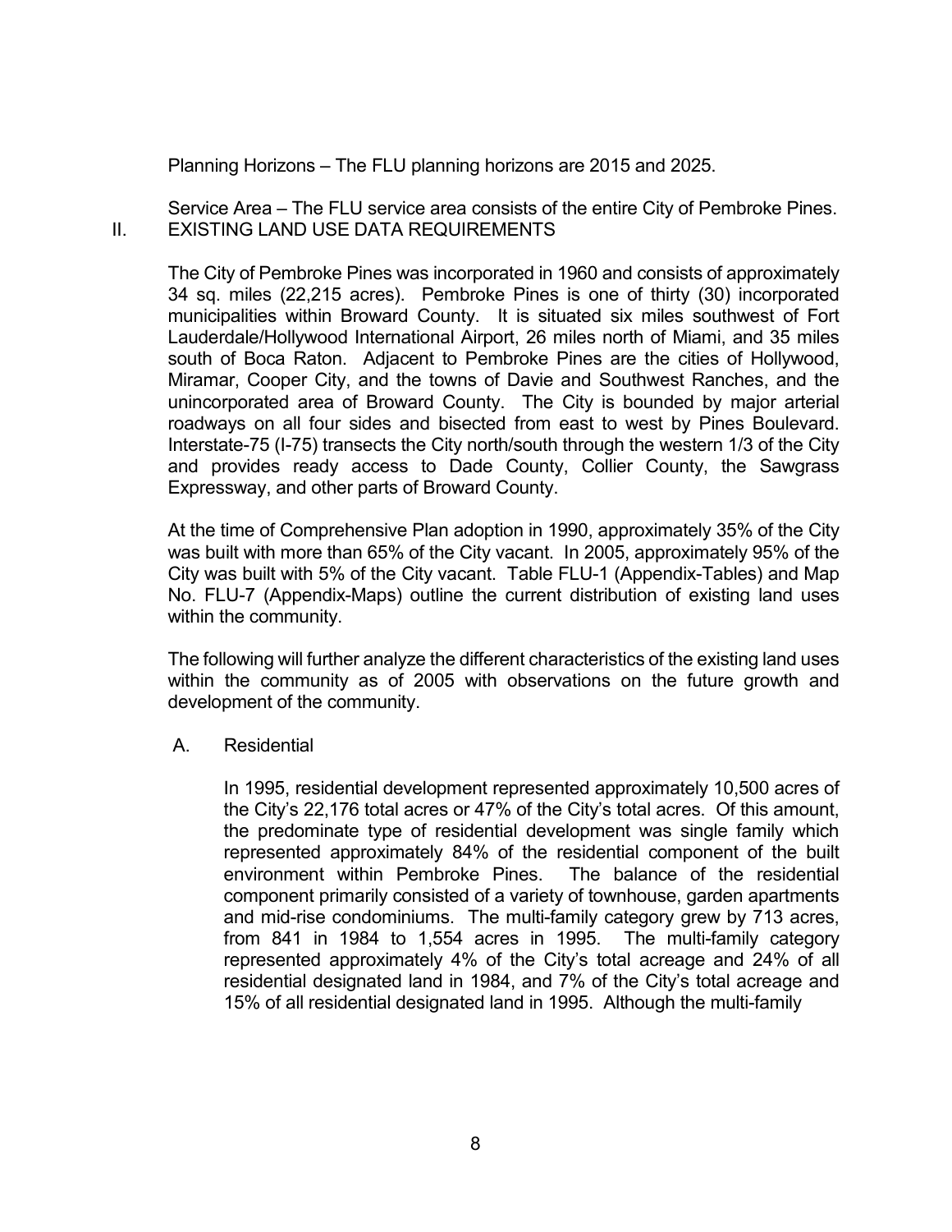Planning Horizons – The FLU planning horizons are 2015 and 2025.

Service Area – The FLU service area consists of the entire City of Pembroke Pines.

## II. EXISTING LAND USE DATA REQUIREMENTS

The City of Pembroke Pines was incorporated in 1960 and consists of approximately 34 sq. miles (22,215 acres). Pembroke Pines is one of thirty (30) incorporated municipalities within Broward County. It is situated six miles southwest of Fort Lauderdale/Hollywood International Airport, 26 miles north of Miami, and 35 miles south of Boca Raton. Adjacent to Pembroke Pines are the cities of Hollywood, Miramar, Cooper City, and the towns of Davie and Southwest Ranches, and the unincorporated area of Broward County. The City is bounded by major arterial roadways on all four sides and bisected from east to west by Pines Boulevard. Interstate-75 (I-75) transects the City north/south through the western 1/3 of the City and provides ready access to Dade County, Collier County, the Sawgrass Expressway, and other parts of Broward County.

At the time of Comprehensive Plan adoption in 1990, approximately 35% of the City was built with more than 65% of the City vacant. In 2005, approximately 95% of the City was built with 5% of the City vacant. Table FLU-1 (Appendix-Tables) and Map No. FLU-7 (Appendix-Maps) outline the current distribution of existing land uses within the community.

The following will further analyze the different characteristics of the existing land uses within the community as of 2005 with observations on the future growth and development of the community.

### A. Residential

In 1995, residential development represented approximately 10,500 acres of the City's 22,176 total acres or 47% of the City's total acres. Of this amount, the predominate type of residential development was single family which represented approximately 84% of the residential component of the built environment within Pembroke Pines. The balance of the residential component primarily consisted of a variety of townhouse, garden apartments and mid-rise condominiums. The multi-family category grew by 713 acres, from 841 in 1984 to 1,554 acres in 1995. The multi-family category represented approximately 4% of the City's total acreage and 24% of all residential designated land in 1984, and 7% of the City's total acreage and 15% of all residential designated land in 1995. Although the multi-family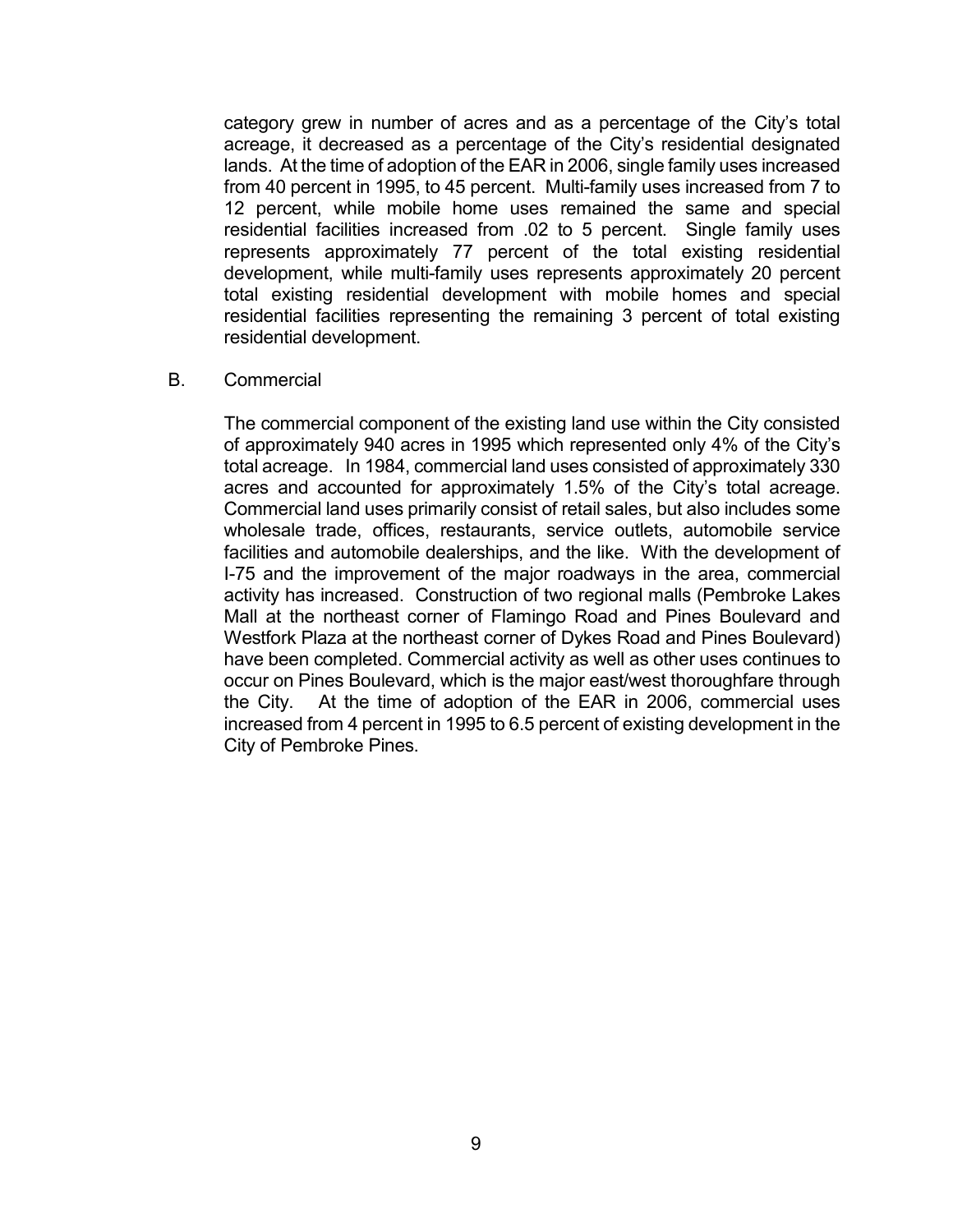category grew in number of acres and as a percentage of the City's total acreage, it decreased as a percentage of the City's residential designated lands. At the time of adoption of the EAR in 2006, single family uses increased from 40 percent in 1995, to 45 percent. Multi-family uses increased from 7 to 12 percent, while mobile home uses remained the same and special residential facilities increased from .02 to 5 percent. Single family uses represents approximately 77 percent of the total existing residential development, while multi-family uses represents approximately 20 percent total existing residential development with mobile homes and special residential facilities representing the remaining 3 percent of total existing residential development.

B. Commercial

The commercial component of the existing land use within the City consisted of approximately 940 acres in 1995 which represented only 4% of the City's total acreage. In 1984, commercial land uses consisted of approximately 330 acres and accounted for approximately 1.5% of the City's total acreage. Commercial land uses primarily consist of retail sales, but also includes some wholesale trade, offices, restaurants, service outlets, automobile service facilities and automobile dealerships, and the like. With the development of I-75 and the improvement of the major roadways in the area, commercial activity has increased. Construction of two regional malls (Pembroke Lakes Mall at the northeast corner of Flamingo Road and Pines Boulevard and Westfork Plaza at the northeast corner of Dykes Road and Pines Boulevard) have been completed. Commercial activity as well as other uses continues to occur on Pines Boulevard, which is the major east/west thoroughfare through the City. At the time of adoption of the EAR in 2006, commercial uses increased from 4 percent in 1995 to 6.5 percent of existing development in the City of Pembroke Pines.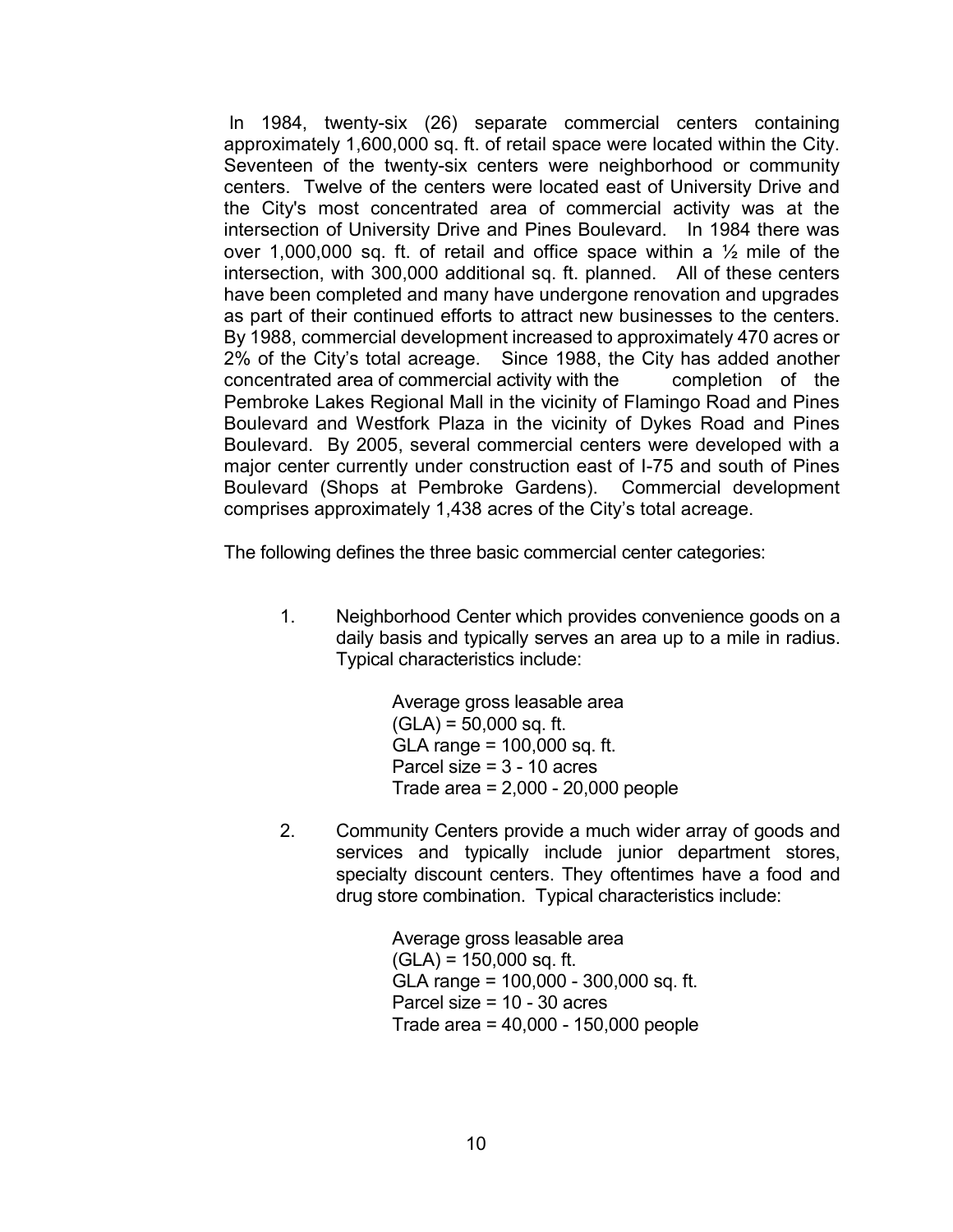In 1984, twenty-six (26) separate commercial centers containing approximately 1,600,000 sq. ft. of retail space were located within the City. Seventeen of the twenty-six centers were neighborhood or community centers. Twelve of the centers were located east of University Drive and the City's most concentrated area of commercial activity was at the intersection of University Drive and Pines Boulevard. In 1984 there was over 1,000,000 sq. ft. of retail and office space within a ½ mile of the intersection, with 300,000 additional sq. ft. planned. All of these centers have been completed and many have undergone renovation and upgrades as part of their continued efforts to attract new businesses to the centers. By 1988, commercial development increased to approximately 470 acres or 2% of the City's total acreage. Since 1988, the City has added another concentrated area of commercial activity with the completion of the Pembroke Lakes Regional Mall in the vicinity of Flamingo Road and Pines Boulevard and Westfork Plaza in the vicinity of Dykes Road and Pines Boulevard. By 2005, several commercial centers were developed with a major center currently under construction east of I-75 and south of Pines Boulevard (Shops at Pembroke Gardens). Commercial development comprises approximately 1,438 acres of the City's total acreage.

The following defines the three basic commercial center categories:

1. Neighborhood Center which provides convenience goods on a daily basis and typically serves an area up to a mile in radius. Typical characteristics include:

   Average gross leasable area
   (GLA) = 50,000 sq. ft.
   GLA range = 100,000 sq. ft.
   Parcel size = 3 - 10 acres
   Trade area = 2,000 - 20,000 people

2. Community Centers provide a much wider array of goods and services and typically include junior department stores, specialty discount centers. They oftentimes have a food and drug store combination. Typical characteristics include:

   Average gross leasable area
   (GLA) = 150,000 sq. ft.
   GLA range = 100,000 - 300,000 sq. ft.
   Parcel size = 10 - 30 acres
   Trade area = 40,000 - 150,000 people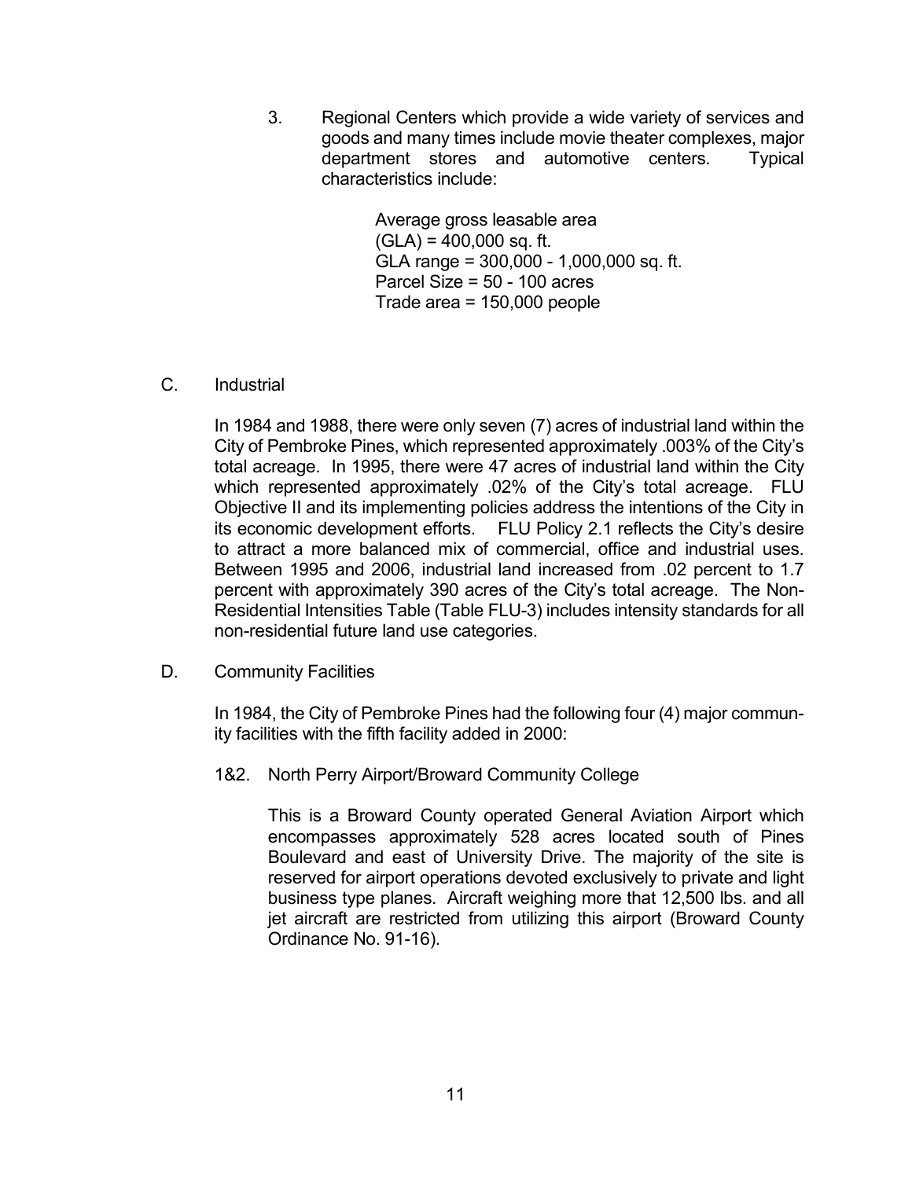3. Regional Centers which provide a wide variety of services and goods and many times include movie theater complexes, major department stores and automotive centers. Typical characteristics include:

   Average gross leasable area
   (GLA) = 400,000 sq. ft.
   GLA range = 300,000 - 1,000,000 sq. ft.
   Parcel Size = 50 - 100 acres
   Trade area = 150,000 people

C. Industrial

In 1984 and 1988, there were only seven (7) acres of industrial land within the City of Pembroke Pines, which represented approximately .003% of the City's total acreage. In 1995, there were 47 acres of industrial land within the City which represented approximately .02% of the City's total acreage. FLU Objective II and its implementing policies address the intentions of the City in its economic development efforts. FLU Policy 2.1 reflects the City's desire to attract a more balanced mix of commercial, office and industrial uses. Between 1995 and 2006, industrial land increased from .02 percent to 1.7 percent with approximately 390 acres of the City's total acreage. The Non-Residential Intensities Table (Table FLU-3) includes intensity standards for all non-residential future land use categories.

D. Community Facilities

In 1984, the City of Pembroke Pines had the following four (4) major community facilities with the fifth facility added in 2000:

1&2. North Perry Airport/Broward Community College

This is a Broward County operated General Aviation Airport which encompasses approximately 528 acres located south of Pines Boulevard and east of University Drive. The majority of the site is reserved for airport operations devoted exclusively to private and light business type planes. Aircraft weighing more that 12,500 lbs. and all jet aircraft are restricted from utilizing this airport (Broward County Ordinance No. 91-16).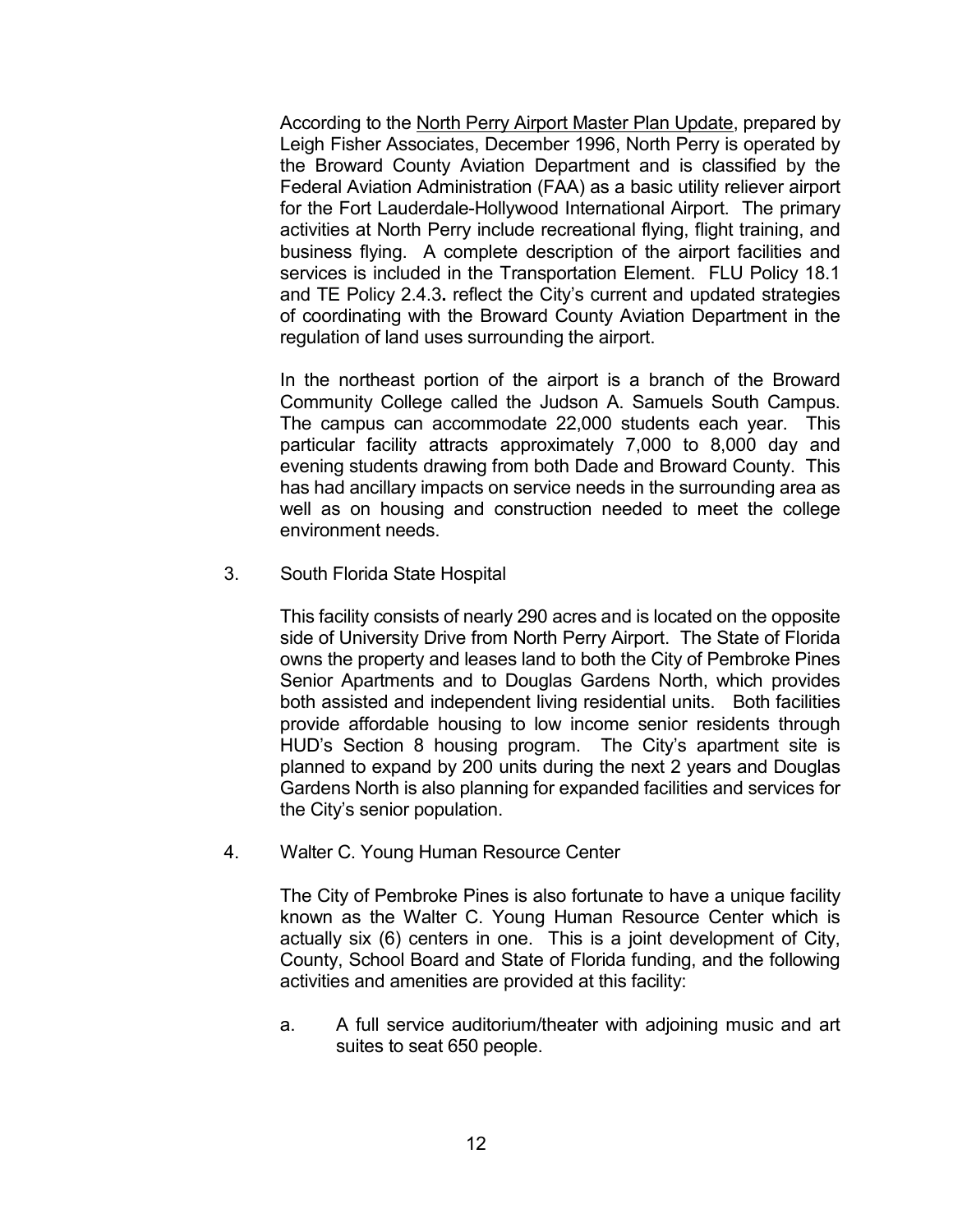According to the North Perry Airport Master Plan Update, prepared by Leigh Fisher Associates, December 1996, North Perry is operated by the Broward County Aviation Department and is classified by the Federal Aviation Administration (FAA) as a basic utility reliever airport for the Fort Lauderdale-Hollywood International Airport. The primary activities at North Perry include recreational flying, flight training, and business flying. A complete description of the airport facilities and services is included in the Transportation Element. FLU Policy 18.1 and TE Policy 2.4.3**.** reflect the City's current and updated strategies of coordinating with the Broward County Aviation Department in the regulation of land uses surrounding the airport.

In the northeast portion of the airport is a branch of the Broward Community College called the Judson A. Samuels South Campus. The campus can accommodate 22,000 students each year. This particular facility attracts approximately 7,000 to 8,000 day and evening students drawing from both Dade and Broward County. This has had ancillary impacts on service needs in the surrounding area as well as on housing and construction needed to meet the college environment needs.

3. South Florida State Hospital

   This facility consists of nearly 290 acres and is located on the opposite side of University Drive from North Perry Airport. The State of Florida owns the property and leases land to both the City of Pembroke Pines Senior Apartments and to Douglas Gardens North, which provides both assisted and independent living residential units. Both facilities provide affordable housing to low income senior residents through HUD's Section 8 housing program. The City's apartment site is planned to expand by 200 units during the next 2 years and Douglas Gardens North is also planning for expanded facilities and services for the City's senior population.

4. Walter C. Young Human Resource Center

   The City of Pembroke Pines is also fortunate to have a unique facility known as the Walter C. Young Human Resource Center which is actually six (6) centers in one. This is a joint development of City, County, School Board and State of Florida funding, and the following activities and amenities are provided at this facility:

   a. A full service auditorium/theater with adjoining music and art suites to seat 650 people.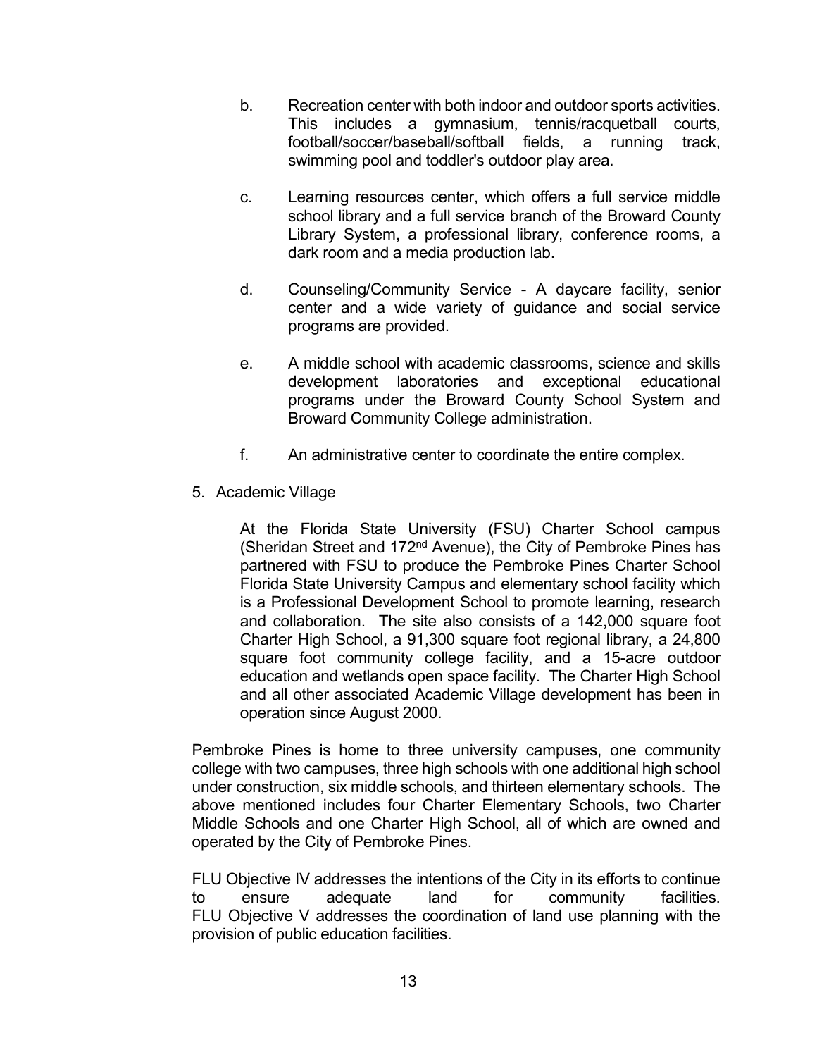b. Recreation center with both indoor and outdoor sports activities. This includes a gymnasium, tennis/racquetball courts, football/soccer/baseball/softball fields, a running track, swimming pool and toddler's outdoor play area.

c. Learning resources center, which offers a full service middle school library and a full service branch of the Broward County Library System, a professional library, conference rooms, a dark room and a media production lab.

d. Counseling/Community Service - A daycare facility, senior center and a wide variety of guidance and social service programs are provided.

e. A middle school with academic classrooms, science and skills development laboratories and exceptional educational programs under the Broward County School System and Broward Community College administration.

f. An administrative center to coordinate the entire complex.

5. Academic Village

   At the Florida State University (FSU) Charter School campus (Sheridan Street and 172nd Avenue), the City of Pembroke Pines has partnered with FSU to produce the Pembroke Pines Charter School Florida State University Campus and elementary school facility which is a Professional Development School to promote learning, research and collaboration. The site also consists of a 142,000 square foot Charter High School, a 91,300 square foot regional library, a 24,800 square foot community college facility, and a 15-acre outdoor education and wetlands open space facility. The Charter High School and all other associated Academic Village development has been in operation since August 2000.

Pembroke Pines is home to three university campuses, one community college with two campuses, three high schools with one additional high school under construction, six middle schools, and thirteen elementary schools. The above mentioned includes four Charter Elementary Schools, two Charter Middle Schools and one Charter High School, all of which are owned and operated by the City of Pembroke Pines.

FLU Objective IV addresses the intentions of the City in its efforts to continue to ensure adequate land for community facilities. FLU Objective V addresses the coordination of land use planning with the provision of public education facilities.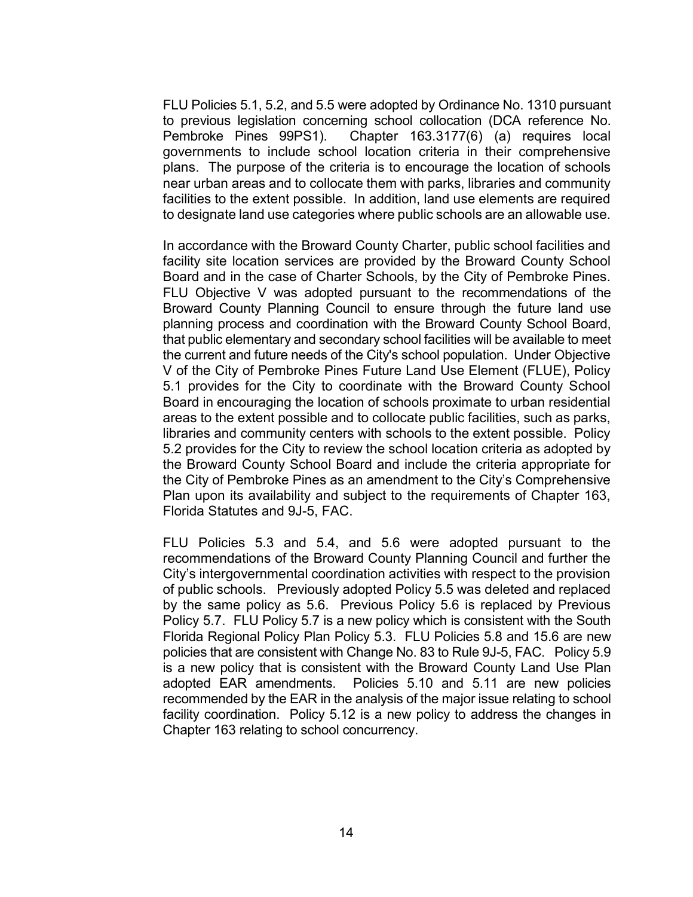FLU Policies 5.1, 5.2, and 5.5 were adopted by Ordinance No. 1310 pursuant to previous legislation concerning school collocation (DCA reference No. Pembroke Pines 99PS1). Chapter 163.3177(6) (a) requires local governments to include school location criteria in their comprehensive plans. The purpose of the criteria is to encourage the location of schools near urban areas and to collocate them with parks, libraries and community facilities to the extent possible. In addition, land use elements are required to designate land use categories where public schools are an allowable use.

In accordance with the Broward County Charter, public school facilities and facility site location services are provided by the Broward County School Board and in the case of Charter Schools, by the City of Pembroke Pines. FLU Objective V was adopted pursuant to the recommendations of the Broward County Planning Council to ensure through the future land use planning process and coordination with the Broward County School Board, that public elementary and secondary school facilities will be available to meet the current and future needs of the City's school population. Under Objective V of the City of Pembroke Pines Future Land Use Element (FLUE), Policy 5.1 provides for the City to coordinate with the Broward County School Board in encouraging the location of schools proximate to urban residential areas to the extent possible and to collocate public facilities, such as parks, libraries and community centers with schools to the extent possible. Policy 5.2 provides for the City to review the school location criteria as adopted by the Broward County School Board and include the criteria appropriate for the City of Pembroke Pines as an amendment to the City's Comprehensive Plan upon its availability and subject to the requirements of Chapter 163, Florida Statutes and 9J-5, FAC.

FLU Policies 5.3 and 5.4, and 5.6 were adopted pursuant to the recommendations of the Broward County Planning Council and further the City's intergovernmental coordination activities with respect to the provision of public schools. Previously adopted Policy 5.5 was deleted and replaced by the same policy as 5.6. Previous Policy 5.6 is replaced by Previous Policy 5.7. FLU Policy 5.7 is a new policy which is consistent with the South Florida Regional Policy Plan Policy 5.3. FLU Policies 5.8 and 15.6 are new policies that are consistent with Change No. 83 to Rule 9J-5, FAC. Policy 5.9 is a new policy that is consistent with the Broward County Land Use Plan adopted EAR amendments. Policies 5.10 and 5.11 are new policies recommended by the EAR in the analysis of the major issue relating to school facility coordination. Policy 5.12 is a new policy to address the changes in Chapter 163 relating to school concurrency.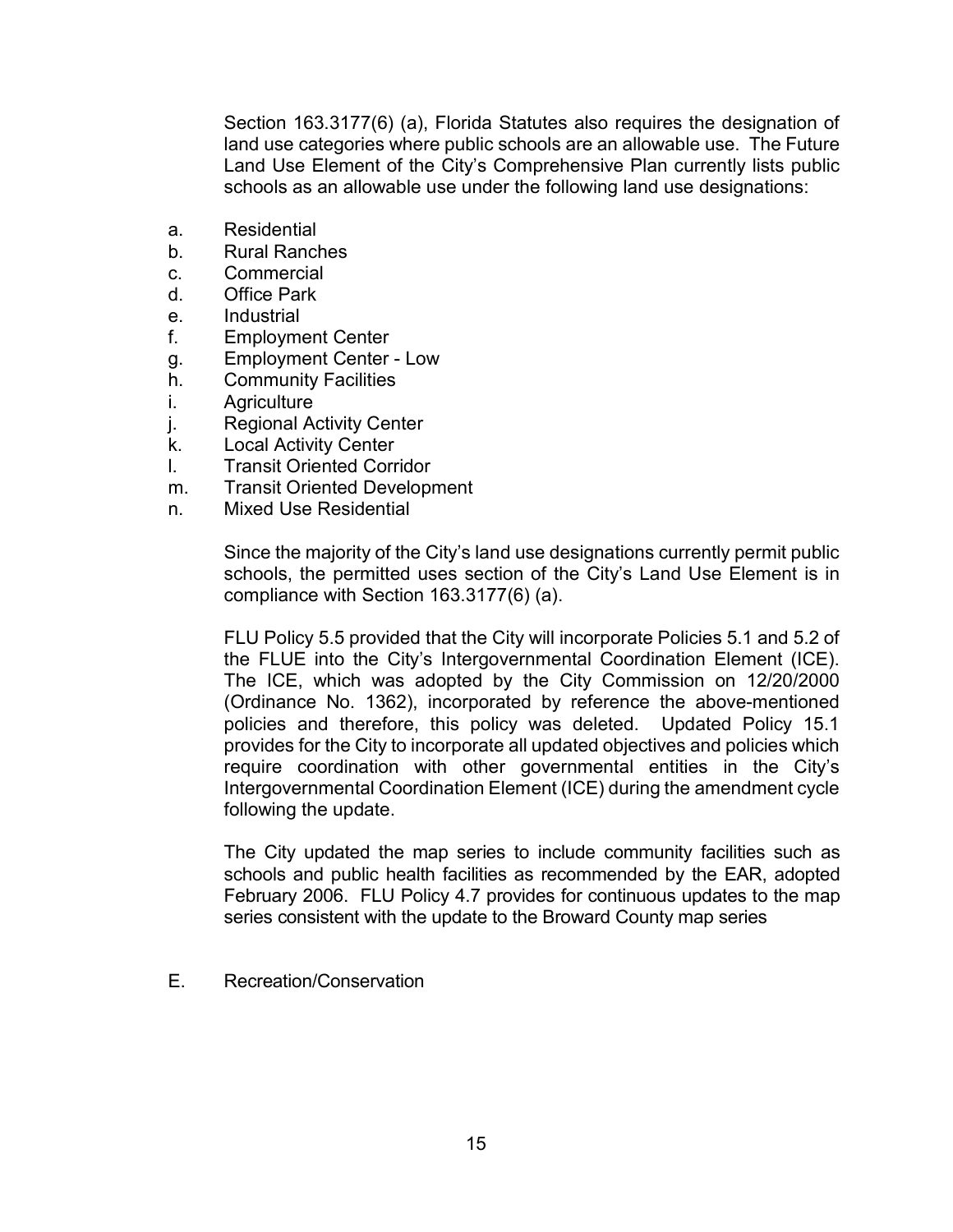Section 163.3177(6) (a), Florida Statutes also requires the designation of land use categories where public schools are an allowable use. The Future Land Use Element of the City's Comprehensive Plan currently lists public schools as an allowable use under the following land use designations:

a. Residential
b. Rural Ranches
c. Commercial
d. Office Park
e. Industrial
f. Employment Center
g. Employment Center - Low
h. Community Facilities
i. Agriculture
j. Regional Activity Center
k. Local Activity Center
l. Transit Oriented Corridor
m. Transit Oriented Development
n. Mixed Use Residential

Since the majority of the City's land use designations currently permit public schools, the permitted uses section of the City's Land Use Element is in compliance with Section 163.3177(6) (a).

FLU Policy 5.5 provided that the City will incorporate Policies 5.1 and 5.2 of the FLUE into the City's Intergovernmental Coordination Element (ICE). The ICE, which was adopted by the City Commission on 12/20/2000 (Ordinance No. 1362), incorporated by reference the above-mentioned policies and therefore, this policy was deleted. Updated Policy 15.1 provides for the City to incorporate all updated objectives and policies which require coordination with other governmental entities in the City's Intergovernmental Coordination Element (ICE) during the amendment cycle following the update.

The City updated the map series to include community facilities such as schools and public health facilities as recommended by the EAR, adopted February 2006. FLU Policy 4.7 provides for continuous updates to the map series consistent with the update to the Broward County map series

E. Recreation/Conservation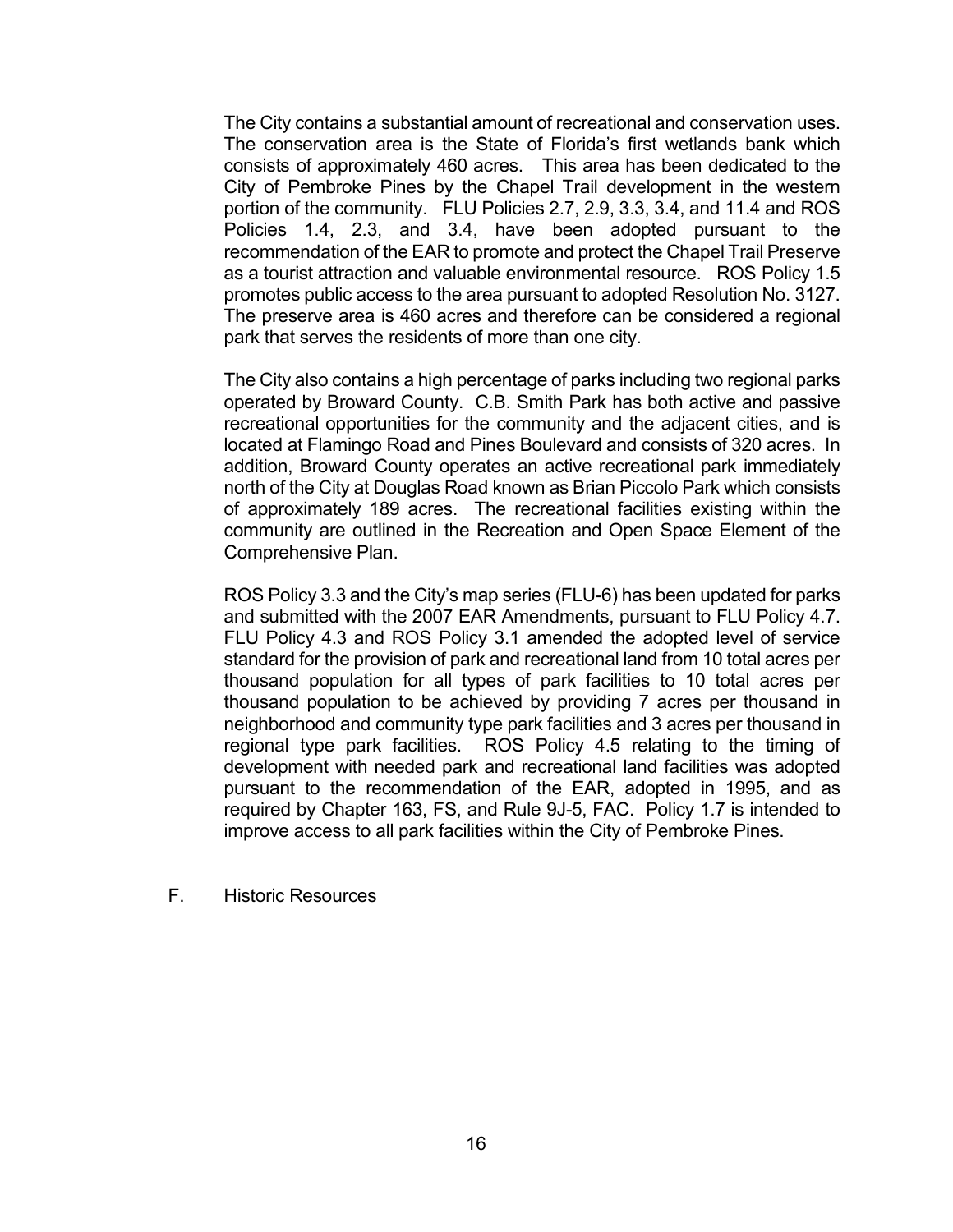The City contains a substantial amount of recreational and conservation uses. The conservation area is the State of Florida's first wetlands bank which consists of approximately 460 acres. This area has been dedicated to the City of Pembroke Pines by the Chapel Trail development in the western portion of the community. FLU Policies 2.7, 2.9, 3.3, 3.4, and 11.4 and ROS Policies 1.4, 2.3, and 3.4, have been adopted pursuant to the recommendation of the EAR to promote and protect the Chapel Trail Preserve as a tourist attraction and valuable environmental resource. ROS Policy 1.5 promotes public access to the area pursuant to adopted Resolution No. 3127. The preserve area is 460 acres and therefore can be considered a regional park that serves the residents of more than one city.

The City also contains a high percentage of parks including two regional parks operated by Broward County. C.B. Smith Park has both active and passive recreational opportunities for the community and the adjacent cities, and is located at Flamingo Road and Pines Boulevard and consists of 320 acres. In addition, Broward County operates an active recreational park immediately north of the City at Douglas Road known as Brian Piccolo Park which consists of approximately 189 acres. The recreational facilities existing within the community are outlined in the Recreation and Open Space Element of the Comprehensive Plan.

ROS Policy 3.3 and the City's map series (FLU-6) has been updated for parks and submitted with the 2007 EAR Amendments, pursuant to FLU Policy 4.7. FLU Policy 4.3 and ROS Policy 3.1 amended the adopted level of service standard for the provision of park and recreational land from 10 total acres per thousand population for all types of park facilities to 10 total acres per thousand population to be achieved by providing 7 acres per thousand in neighborhood and community type park facilities and 3 acres per thousand in regional type park facilities. ROS Policy 4.5 relating to the timing of development with needed park and recreational land facilities was adopted pursuant to the recommendation of the EAR, adopted in 1995, and as required by Chapter 163, FS, and Rule 9J-5, FAC. Policy 1.7 is intended to improve access to all park facilities within the City of Pembroke Pines.

## F. Historic Resources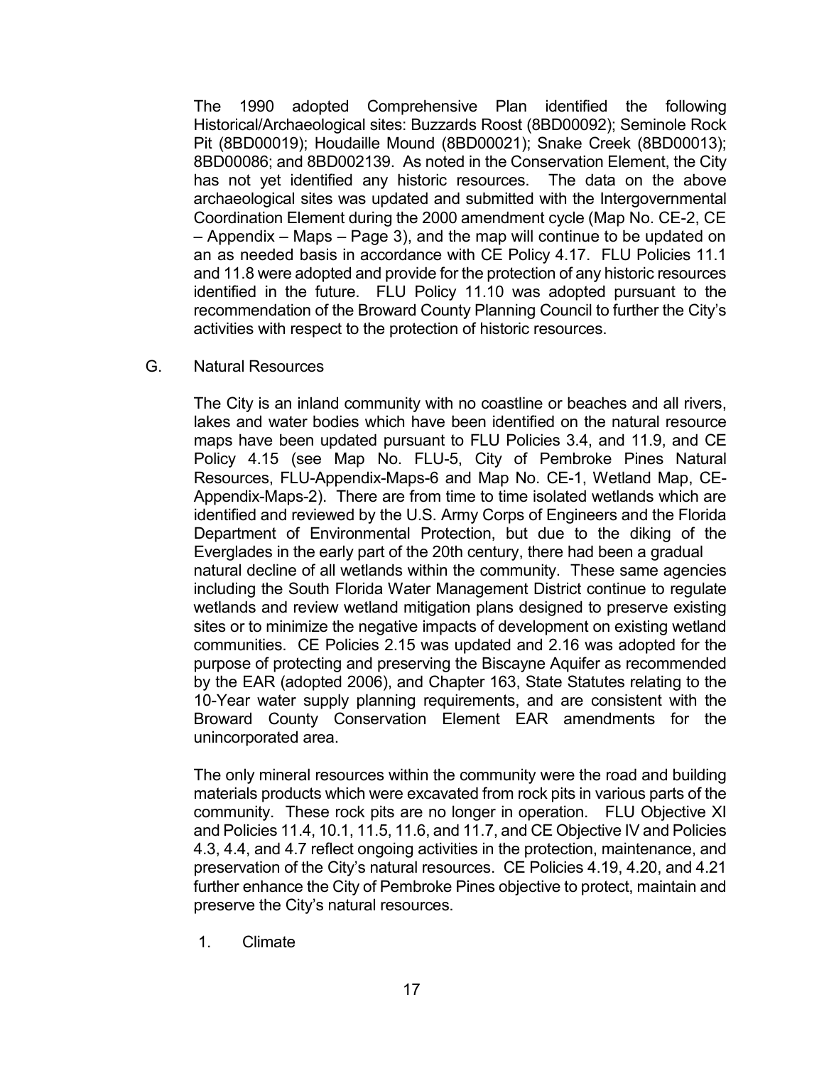The 1990 adopted Comprehensive Plan identified the following Historical/Archaeological sites: Buzzards Roost (8BD00092); Seminole Rock Pit (8BD00019); Houdaille Mound (8BD00021); Snake Creek (8BD00013); 8BD00086; and 8BD002139. As noted in the Conservation Element, the City has not yet identified any historic resources. The data on the above archaeological sites was updated and submitted with the Intergovernmental Coordination Element during the 2000 amendment cycle (Map No. CE-2, CE – Appendix – Maps – Page 3), and the map will continue to be updated on an as needed basis in accordance with CE Policy 4.17. FLU Policies 11.1 and 11.8 were adopted and provide for the protection of any historic resources identified in the future. FLU Policy 11.10 was adopted pursuant to the recommendation of the Broward County Planning Council to further the City's activities with respect to the protection of historic resources.

G. Natural Resources

The City is an inland community with no coastline or beaches and all rivers, lakes and water bodies which have been identified on the natural resource maps have been updated pursuant to FLU Policies 3.4, and 11.9, and CE Policy 4.15 (see Map No. FLU-5, City of Pembroke Pines Natural Resources, FLU-Appendix-Maps-6 and Map No. CE-1, Wetland Map, CE-Appendix-Maps-2). There are from time to time isolated wetlands which are identified and reviewed by the U.S. Army Corps of Engineers and the Florida Department of Environmental Protection, but due to the diking of the Everglades in the early part of the 20th century, there had been a gradual natural decline of all wetlands within the community. These same agencies including the South Florida Water Management District continue to regulate wetlands and review wetland mitigation plans designed to preserve existing sites or to minimize the negative impacts of development on existing wetland communities. CE Policies 2.15 was updated and 2.16 was adopted for the purpose of protecting and preserving the Biscayne Aquifer as recommended by the EAR (adopted 2006), and Chapter 163, State Statutes relating to the 10-Year water supply planning requirements, and are consistent with the Broward County Conservation Element EAR amendments for the unincorporated area.

The only mineral resources within the community were the road and building materials products which were excavated from rock pits in various parts of the community. These rock pits are no longer in operation. FLU Objective XI and Policies 11.4, 10.1, 11.5, 11.6, and 11.7, and CE Objective IV and Policies 4.3, 4.4, and 4.7 reflect ongoing activities in the protection, maintenance, and preservation of the City's natural resources. CE Policies 4.19, 4.20, and 4.21 further enhance the City of Pembroke Pines objective to protect, maintain and preserve the City's natural resources.

1. Climate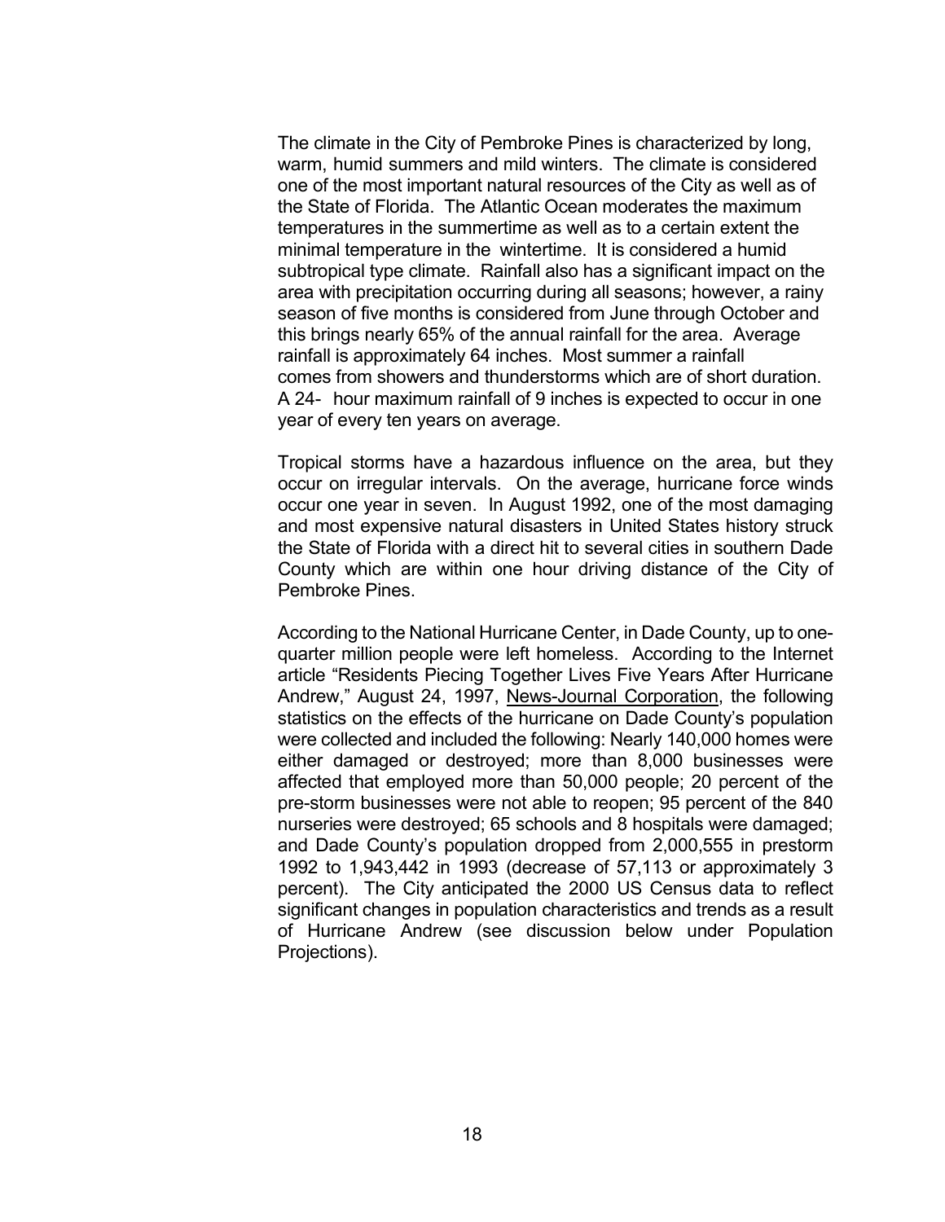The climate in the City of Pembroke Pines is characterized by long, warm, humid summers and mild winters. The climate is considered one of the most important natural resources of the City as well as of the State of Florida. The Atlantic Ocean moderates the maximum temperatures in the summertime as well as to a certain extent the minimal temperature in the wintertime. It is considered a humid subtropical type climate. Rainfall also has a significant impact on the area with precipitation occurring during all seasons; however, a rainy season of five months is considered from June through October and this brings nearly 65% of the annual rainfall for the area. Average rainfall is approximately 64 inches. Most summer a rainfall comes from showers and thunderstorms which are of short duration. A 24- hour maximum rainfall of 9 inches is expected to occur in one year of every ten years on average.

Tropical storms have a hazardous influence on the area, but they occur on irregular intervals. On the average, hurricane force winds occur one year in seven. In August 1992, one of the most damaging and most expensive natural disasters in United States history struck the State of Florida with a direct hit to several cities in southern Dade County which are within one hour driving distance of the City of Pembroke Pines.

According to the National Hurricane Center, in Dade County, up to one-quarter million people were left homeless. According to the Internet article "Residents Piecing Together Lives Five Years After Hurricane Andrew," August 24, 1997, News-Journal Corporation, the following statistics on the effects of the hurricane on Dade County's population were collected and included the following: Nearly 140,000 homes were either damaged or destroyed; more than 8,000 businesses were affected that employed more than 50,000 people; 20 percent of the pre-storm businesses were not able to reopen; 95 percent of the 840 nurseries were destroyed; 65 schools and 8 hospitals were damaged; and Dade County's population dropped from 2,000,555 in prestorm 1992 to 1,943,442 in 1993 (decrease of 57,113 or approximately 3 percent). The City anticipated the 2000 US Census data to reflect significant changes in population characteristics and trends as a result of Hurricane Andrew (see discussion below under Population Projections).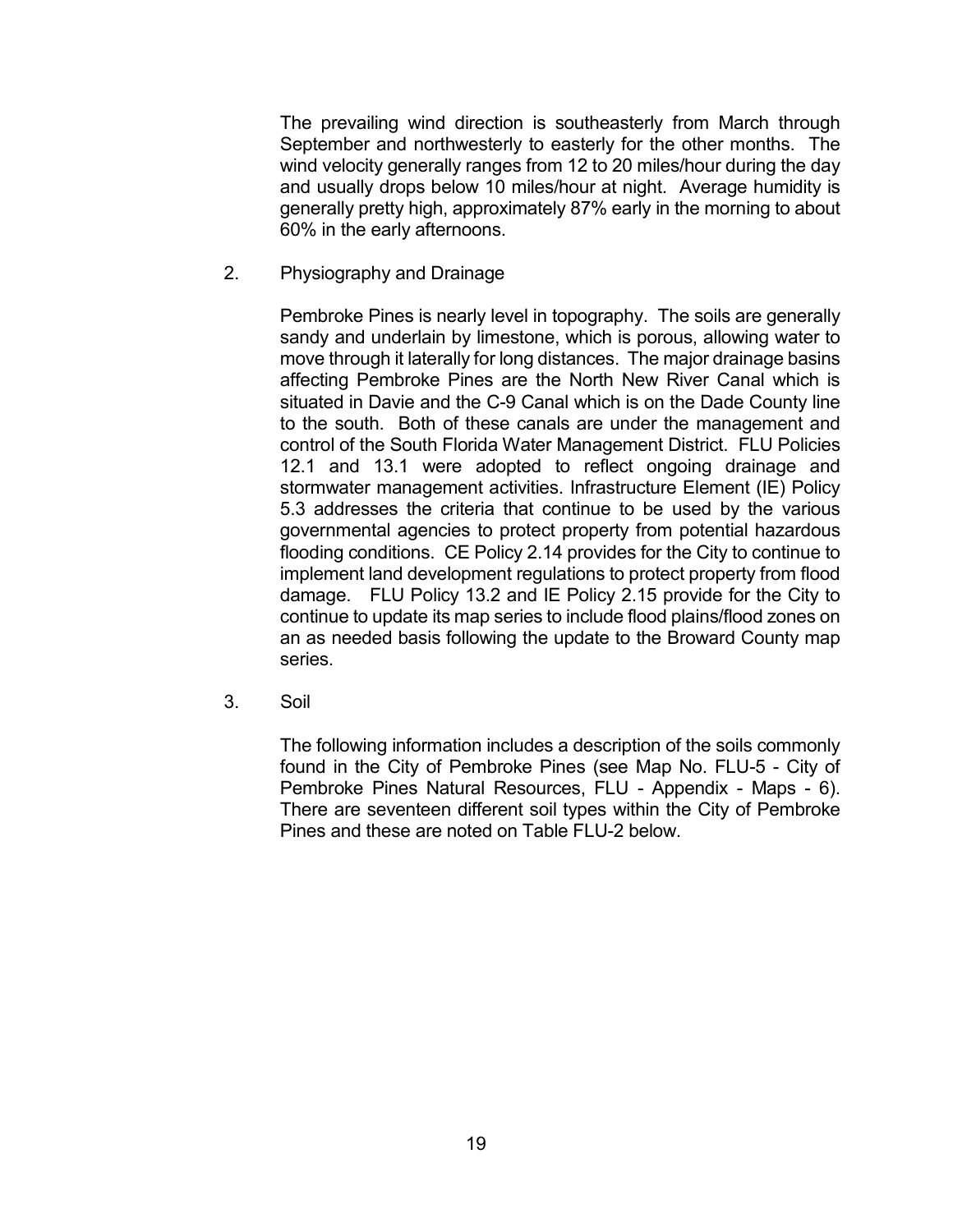The prevailing wind direction is southeasterly from March through September and northwesterly to easterly for the other months. The wind velocity generally ranges from 12 to 20 miles/hour during the day and usually drops below 10 miles/hour at night. Average humidity is generally pretty high, approximately 87% early in the morning to about 60% in the early afternoons.

2. Physiography and Drainage

Pembroke Pines is nearly level in topography. The soils are generally sandy and underlain by limestone, which is porous, allowing water to move through it laterally for long distances. The major drainage basins affecting Pembroke Pines are the North New River Canal which is situated in Davie and the C-9 Canal which is on the Dade County line to the south. Both of these canals are under the management and control of the South Florida Water Management District. FLU Policies 12.1 and 13.1 were adopted to reflect ongoing drainage and stormwater management activities. Infrastructure Element (IE) Policy 5.3 addresses the criteria that continue to be used by the various governmental agencies to protect property from potential hazardous flooding conditions. CE Policy 2.14 provides for the City to continue to implement land development regulations to protect property from flood damage. FLU Policy 13.2 and IE Policy 2.15 provide for the City to continue to update its map series to include flood plains/flood zones on an as needed basis following the update to the Broward County map series.

3. Soil

The following information includes a description of the soils commonly found in the City of Pembroke Pines (see Map No. FLU-5 - City of Pembroke Pines Natural Resources, FLU - Appendix - Maps - 6). There are seventeen different soil types within the City of Pembroke Pines and these are noted on Table FLU-2 below.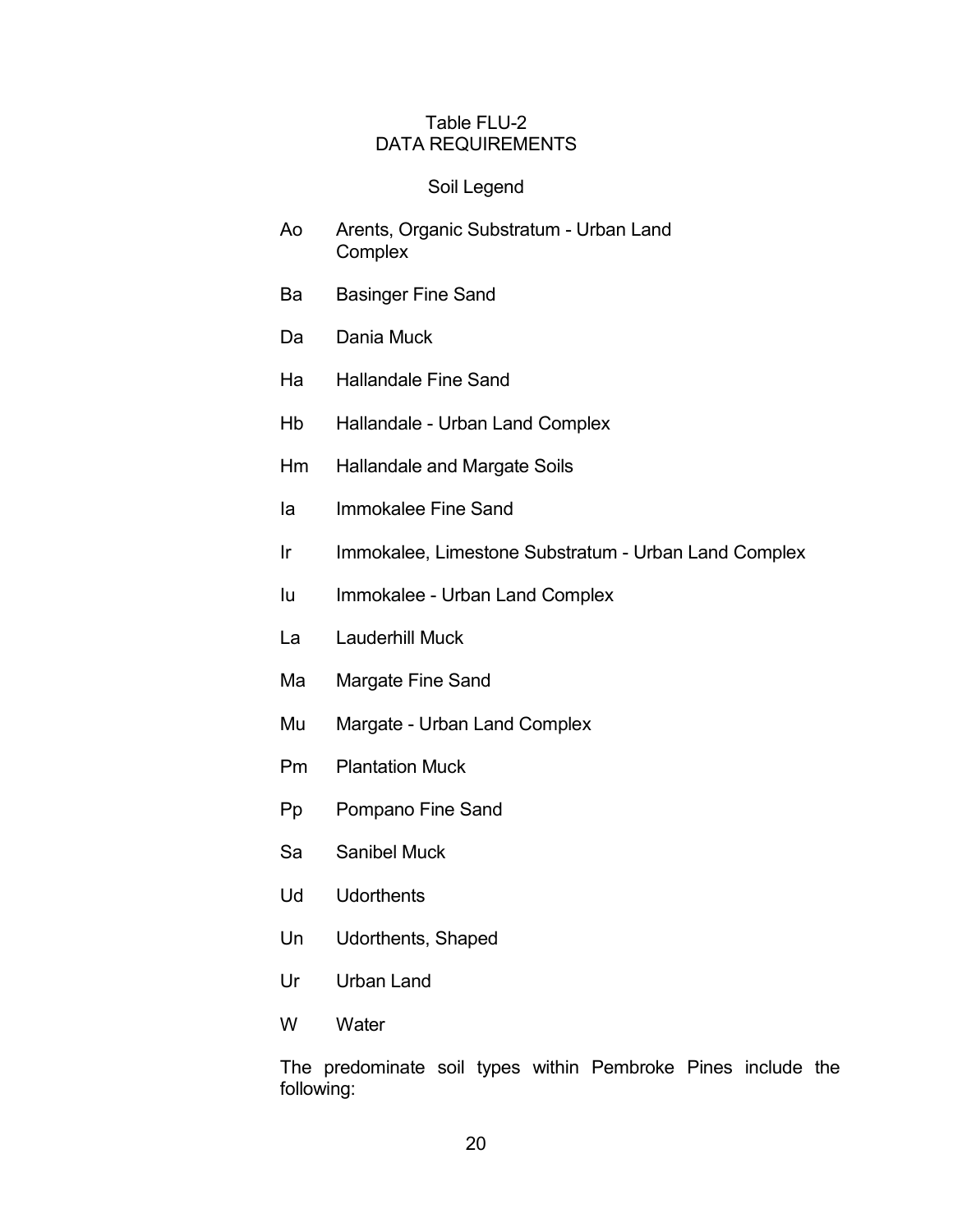Table FLU-2
DATA REQUIREMENTS

Soil Legend

| Code | Description |
|---|---|
| Ao | Arents, Organic Substratum - Urban Land Complex |
| Ba | Basinger Fine Sand |
| Da | Dania Muck |
| Ha | Hallandale Fine Sand |
| Hb | Hallandale - Urban Land Complex |
| Hm | Hallandale and Margate Soils |
| Ia | Immokalee Fine Sand |
| Ir | Immokalee, Limestone Substratum - Urban Land Complex |
| Iu | Immokalee - Urban Land Complex |
| La | Lauderhill Muck |
| Ma | Margate Fine Sand |
| Mu | Margate - Urban Land Complex |
| Pm | Plantation Muck |
| Pp | Pompano Fine Sand |
| Sa | Sanibel Muck |
| Ud | Udorthents |
| Un | Udorthents, Shaped |
| Ur | Urban Land |
| W | Water |

The predominate soil types within Pembroke Pines include the following: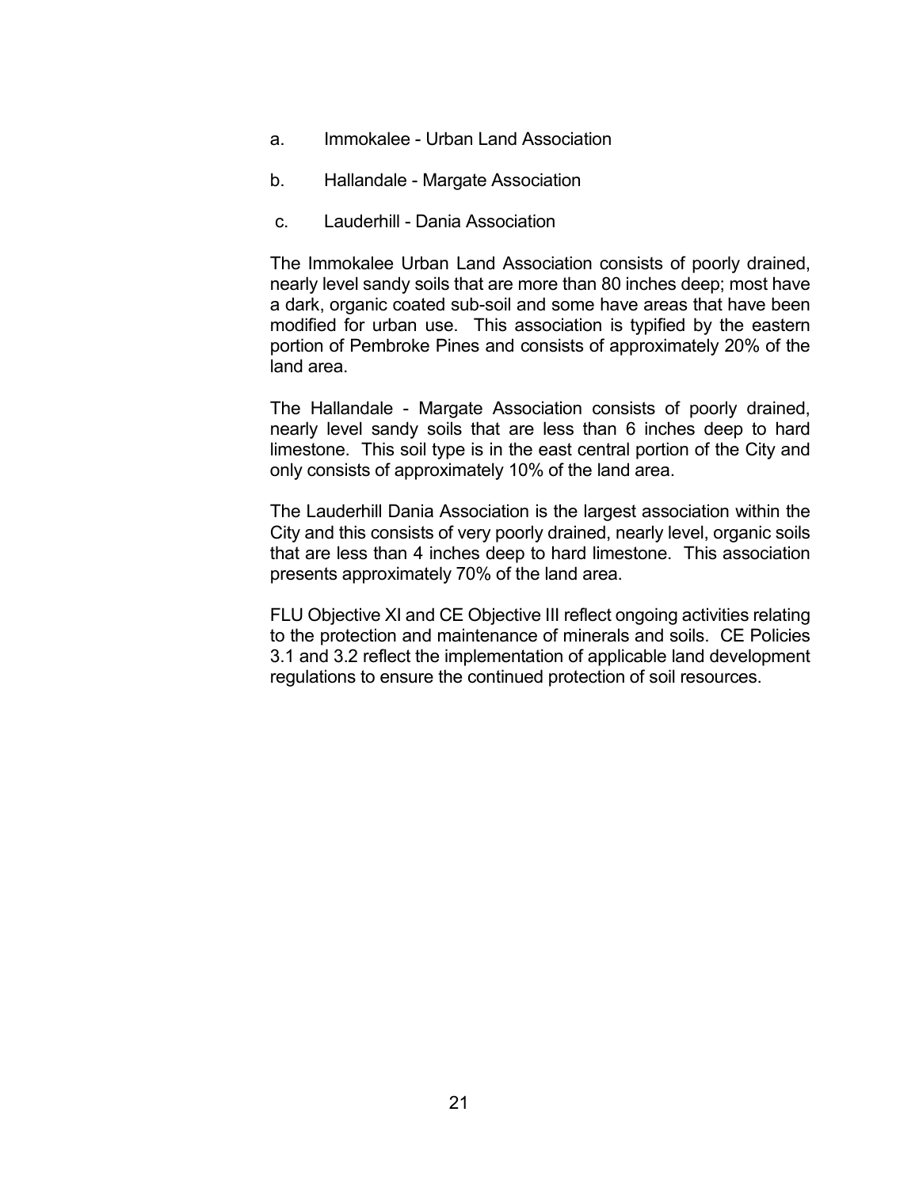a. Immokalee - Urban Land Association

b. Hallandale - Margate Association

c. Lauderhill - Dania Association

The Immokalee Urban Land Association consists of poorly drained, nearly level sandy soils that are more than 80 inches deep; most have a dark, organic coated sub-soil and some have areas that have been modified for urban use. This association is typified by the eastern portion of Pembroke Pines and consists of approximately 20% of the land area.

The Hallandale - Margate Association consists of poorly drained, nearly level sandy soils that are less than 6 inches deep to hard limestone. This soil type is in the east central portion of the City and only consists of approximately 10% of the land area.

The Lauderhill Dania Association is the largest association within the City and this consists of very poorly drained, nearly level, organic soils that are less than 4 inches deep to hard limestone. This association presents approximately 70% of the land area.

FLU Objective XI and CE Objective III reflect ongoing activities relating to the protection and maintenance of minerals and soils. CE Policies 3.1 and 3.2 reflect the implementation of applicable land development regulations to ensure the continued protection of soil resources.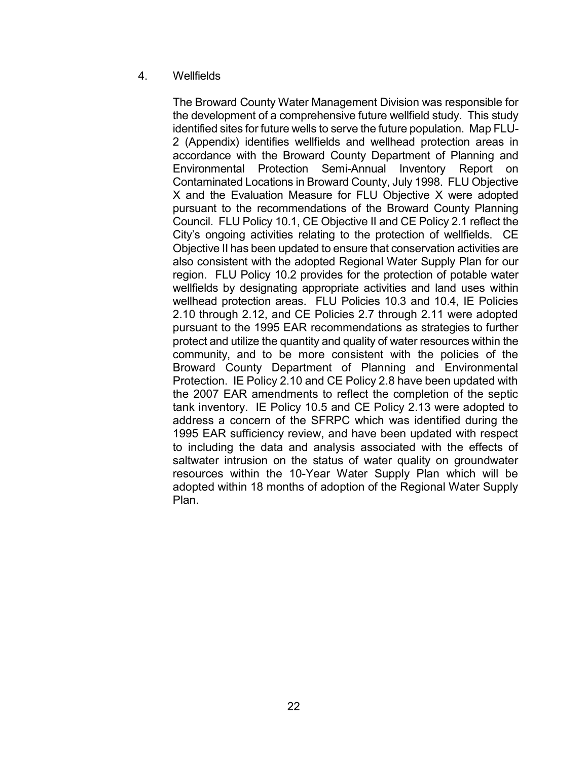4. Wellfields

The Broward County Water Management Division was responsible for the development of a comprehensive future wellfield study. This study identified sites for future wells to serve the future population. Map FLU-2 (Appendix) identifies wellfields and wellhead protection areas in accordance with the Broward County Department of Planning and Environmental Protection Semi-Annual Inventory Report on Contaminated Locations in Broward County, July 1998. FLU Objective X and the Evaluation Measure for FLU Objective X were adopted pursuant to the recommendations of the Broward County Planning Council. FLU Policy 10.1, CE Objective II and CE Policy 2.1 reflect the City's ongoing activities relating to the protection of wellfields. CE Objective II has been updated to ensure that conservation activities are also consistent with the adopted Regional Water Supply Plan for our region. FLU Policy 10.2 provides for the protection of potable water wellfields by designating appropriate activities and land uses within wellhead protection areas. FLU Policies 10.3 and 10.4, IE Policies 2.10 through 2.12, and CE Policies 2.7 through 2.11 were adopted pursuant to the 1995 EAR recommendations as strategies to further protect and utilize the quantity and quality of water resources within the community, and to be more consistent with the policies of the Broward County Department of Planning and Environmental Protection. IE Policy 2.10 and CE Policy 2.8 have been updated with the 2007 EAR amendments to reflect the completion of the septic tank inventory. IE Policy 10.5 and CE Policy 2.13 were adopted to address a concern of the SFRPC which was identified during the 1995 EAR sufficiency review, and have been updated with respect to including the data and analysis associated with the effects of saltwater intrusion on the status of water quality on groundwater resources within the 10-Year Water Supply Plan which will be adopted within 18 months of adoption of the Regional Water Supply Plan.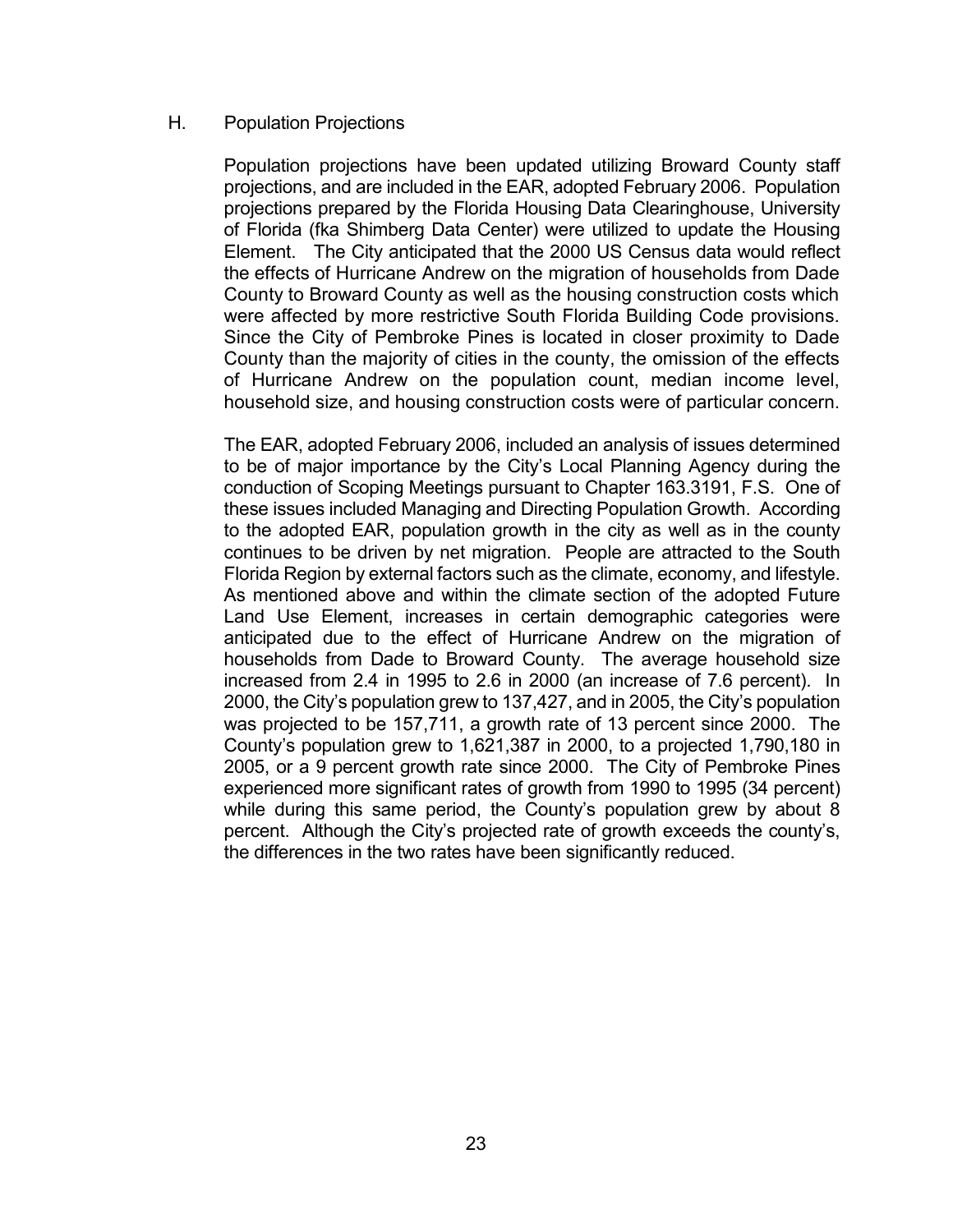## H. Population Projections

Population projections have been updated utilizing Broward County staff projections, and are included in the EAR, adopted February 2006. Population projections prepared by the Florida Housing Data Clearinghouse, University of Florida (fka Shimberg Data Center) were utilized to update the Housing Element. The City anticipated that the 2000 US Census data would reflect the effects of Hurricane Andrew on the migration of households from Dade County to Broward County as well as the housing construction costs which were affected by more restrictive South Florida Building Code provisions. Since the City of Pembroke Pines is located in closer proximity to Dade County than the majority of cities in the county, the omission of the effects of Hurricane Andrew on the population count, median income level, household size, and housing construction costs were of particular concern.

The EAR, adopted February 2006, included an analysis of issues determined to be of major importance by the City's Local Planning Agency during the conduction of Scoping Meetings pursuant to Chapter 163.3191, F.S. One of these issues included Managing and Directing Population Growth. According to the adopted EAR, population growth in the city as well as in the county continues to be driven by net migration. People are attracted to the South Florida Region by external factors such as the climate, economy, and lifestyle. As mentioned above and within the climate section of the adopted Future Land Use Element, increases in certain demographic categories were anticipated due to the effect of Hurricane Andrew on the migration of households from Dade to Broward County. The average household size increased from 2.4 in 1995 to 2.6 in 2000 (an increase of 7.6 percent). In 2000, the City's population grew to 137,427, and in 2005, the City's population was projected to be 157,711, a growth rate of 13 percent since 2000. The County's population grew to 1,621,387 in 2000, to a projected 1,790,180 in 2005, or a 9 percent growth rate since 2000. The City of Pembroke Pines experienced more significant rates of growth from 1990 to 1995 (34 percent) while during this same period, the County's population grew by about 8 percent. Although the City's projected rate of growth exceeds the county's, the differences in the two rates have been significantly reduced.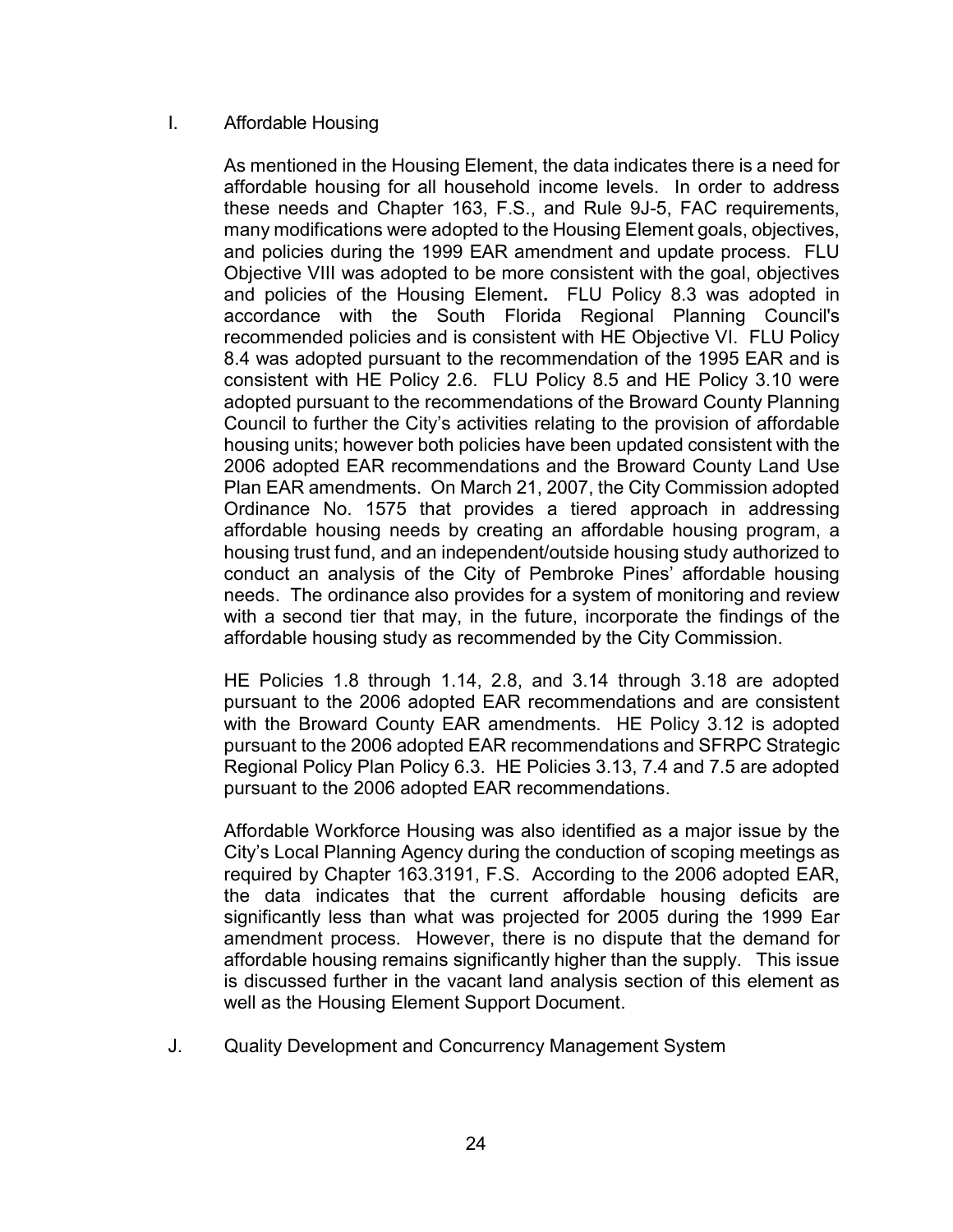## I. Affordable Housing

As mentioned in the Housing Element, the data indicates there is a need for affordable housing for all household income levels. In order to address these needs and Chapter 163, F.S., and Rule 9J-5, FAC requirements, many modifications were adopted to the Housing Element goals, objectives, and policies during the 1999 EAR amendment and update process. FLU Objective VIII was adopted to be more consistent with the goal, objectives and policies of the Housing Element**.** FLU Policy 8.3 was adopted in accordance with the South Florida Regional Planning Council's recommended policies and is consistent with HE Objective VI. FLU Policy 8.4 was adopted pursuant to the recommendation of the 1995 EAR and is consistent with HE Policy 2.6. FLU Policy 8.5 and HE Policy 3.10 were adopted pursuant to the recommendations of the Broward County Planning Council to further the City's activities relating to the provision of affordable housing units; however both policies have been updated consistent with the 2006 adopted EAR recommendations and the Broward County Land Use Plan EAR amendments. On March 21, 2007, the City Commission adopted Ordinance No. 1575 that provides a tiered approach in addressing affordable housing needs by creating an affordable housing program, a housing trust fund, and an independent/outside housing study authorized to conduct an analysis of the City of Pembroke Pines' affordable housing needs. The ordinance also provides for a system of monitoring and review with a second tier that may, in the future, incorporate the findings of the affordable housing study as recommended by the City Commission.

HE Policies 1.8 through 1.14, 2.8, and 3.14 through 3.18 are adopted pursuant to the 2006 adopted EAR recommendations and are consistent with the Broward County EAR amendments. HE Policy 3.12 is adopted pursuant to the 2006 adopted EAR recommendations and SFRPC Strategic Regional Policy Plan Policy 6.3. HE Policies 3.13, 7.4 and 7.5 are adopted pursuant to the 2006 adopted EAR recommendations.

Affordable Workforce Housing was also identified as a major issue by the City's Local Planning Agency during the conduction of scoping meetings as required by Chapter 163.3191, F.S. According to the 2006 adopted EAR, the data indicates that the current affordable housing deficits are significantly less than what was projected for 2005 during the 1999 Ear amendment process. However, there is no dispute that the demand for affordable housing remains significantly higher than the supply. This issue is discussed further in the vacant land analysis section of this element as well as the Housing Element Support Document.

## J. Quality Development and Concurrency Management System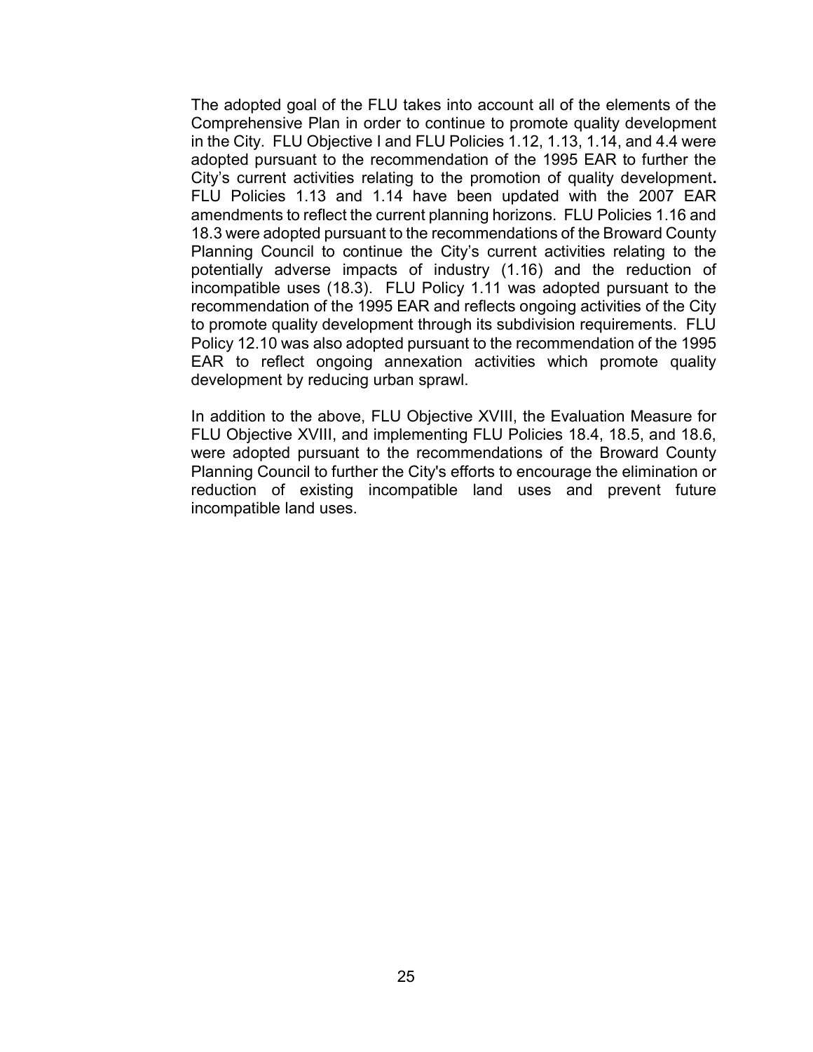The adopted goal of the FLU takes into account all of the elements of the Comprehensive Plan in order to continue to promote quality development in the City. FLU Objective I and FLU Policies 1.12, 1.13, 1.14, and 4.4 were adopted pursuant to the recommendation of the 1995 EAR to further the City's current activities relating to the promotion of quality development**.** FLU Policies 1.13 and 1.14 have been updated with the 2007 EAR amendments to reflect the current planning horizons. FLU Policies 1.16 and 18.3 were adopted pursuant to the recommendations of the Broward County Planning Council to continue the City's current activities relating to the potentially adverse impacts of industry (1.16) and the reduction of incompatible uses (18.3). FLU Policy 1.11 was adopted pursuant to the recommendation of the 1995 EAR and reflects ongoing activities of the City to promote quality development through its subdivision requirements. FLU Policy 12.10 was also adopted pursuant to the recommendation of the 1995 EAR to reflect ongoing annexation activities which promote quality development by reducing urban sprawl.

In addition to the above, FLU Objective XVIII, the Evaluation Measure for FLU Objective XVIII, and implementing FLU Policies 18.4, 18.5, and 18.6, were adopted pursuant to the recommendations of the Broward County Planning Council to further the City's efforts to encourage the elimination or reduction of existing incompatible land uses and prevent future incompatible land uses.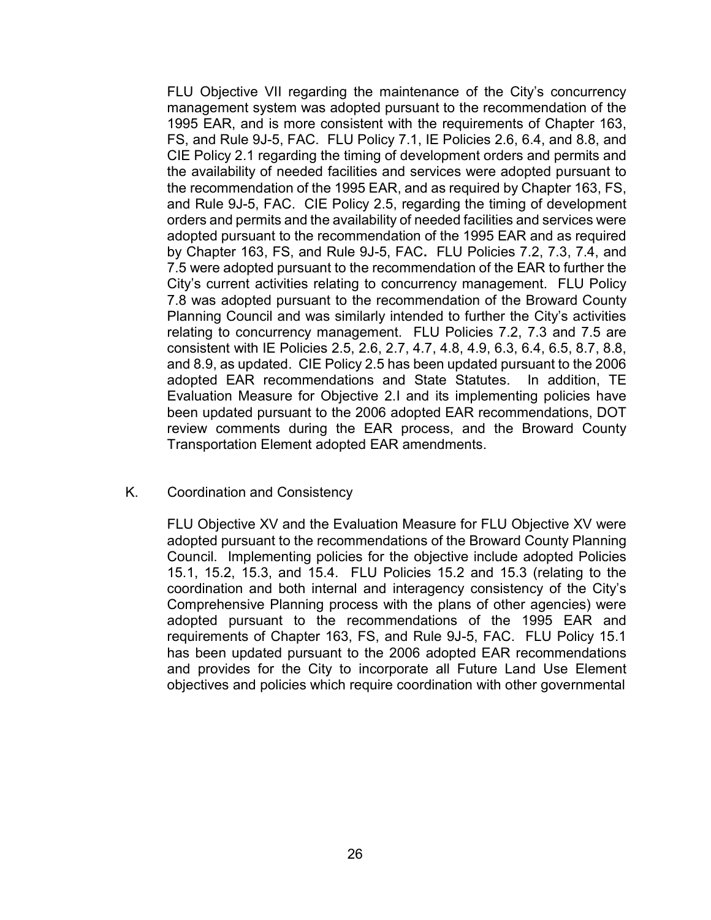FLU Objective VII regarding the maintenance of the City's concurrency management system was adopted pursuant to the recommendation of the 1995 EAR, and is more consistent with the requirements of Chapter 163, FS, and Rule 9J-5, FAC. FLU Policy 7.1, IE Policies 2.6, 6.4, and 8.8, and CIE Policy 2.1 regarding the timing of development orders and permits and the availability of needed facilities and services were adopted pursuant to the recommendation of the 1995 EAR, and as required by Chapter 163, FS, and Rule 9J-5, FAC. CIE Policy 2.5, regarding the timing of development orders and permits and the availability of needed facilities and services were adopted pursuant to the recommendation of the 1995 EAR and as required by Chapter 163, FS, and Rule 9J-5, FAC. FLU Policies 7.2, 7.3, 7.4, and 7.5 were adopted pursuant to the recommendation of the EAR to further the City's current activities relating to concurrency management. FLU Policy 7.8 was adopted pursuant to the recommendation of the Broward County Planning Council and was similarly intended to further the City's activities relating to concurrency management. FLU Policies 7.2, 7.3 and 7.5 are consistent with IE Policies 2.5, 2.6, 2.7, 4.7, 4.8, 4.9, 6.3, 6.4, 6.5, 8.7, 8.8, and 8.9, as updated. CIE Policy 2.5 has been updated pursuant to the 2006 adopted EAR recommendations and State Statutes. In addition, TE Evaluation Measure for Objective 2.I and its implementing policies have been updated pursuant to the 2006 adopted EAR recommendations, DOT review comments during the EAR process, and the Broward County Transportation Element adopted EAR amendments.

K. Coordination and Consistency

FLU Objective XV and the Evaluation Measure for FLU Objective XV were adopted pursuant to the recommendations of the Broward County Planning Council. Implementing policies for the objective include adopted Policies 15.1, 15.2, 15.3, and 15.4. FLU Policies 15.2 and 15.3 (relating to the coordination and both internal and interagency consistency of the City's Comprehensive Planning process with the plans of other agencies) were adopted pursuant to the recommendations of the 1995 EAR and requirements of Chapter 163, FS, and Rule 9J-5, FAC. FLU Policy 15.1 has been updated pursuant to the 2006 adopted EAR recommendations and provides for the City to incorporate all Future Land Use Element objectives and policies which require coordination with other governmental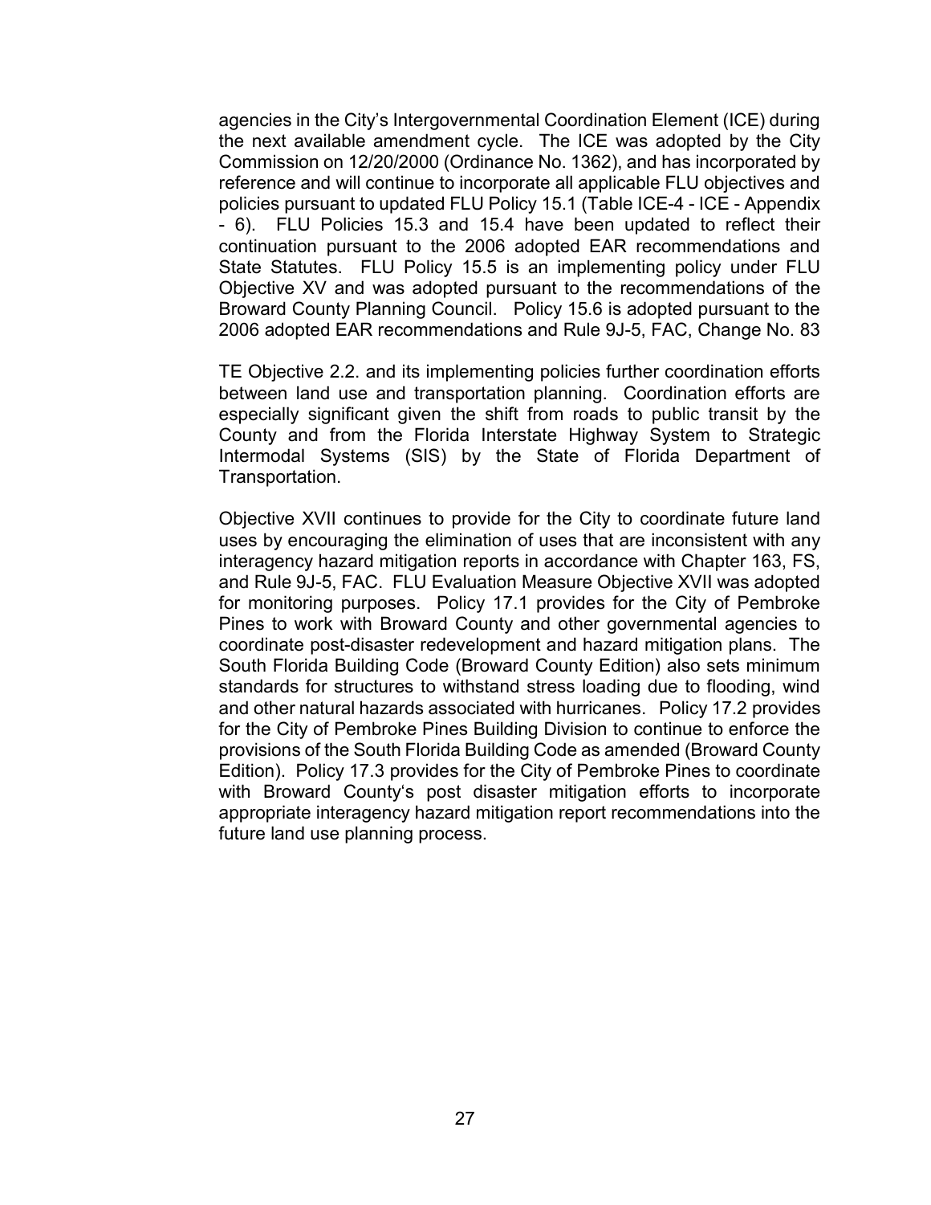agencies in the City's Intergovernmental Coordination Element (ICE) during the next available amendment cycle. The ICE was adopted by the City Commission on 12/20/2000 (Ordinance No. 1362), and has incorporated by reference and will continue to incorporate all applicable FLU objectives and policies pursuant to updated FLU Policy 15.1 (Table ICE-4 - ICE - Appendix - 6). FLU Policies 15.3 and 15.4 have been updated to reflect their continuation pursuant to the 2006 adopted EAR recommendations and State Statutes. FLU Policy 15.5 is an implementing policy under FLU Objective XV and was adopted pursuant to the recommendations of the Broward County Planning Council. Policy 15.6 is adopted pursuant to the 2006 adopted EAR recommendations and Rule 9J-5, FAC, Change No. 83

TE Objective 2.2. and its implementing policies further coordination efforts between land use and transportation planning. Coordination efforts are especially significant given the shift from roads to public transit by the County and from the Florida Interstate Highway System to Strategic Intermodal Systems (SIS) by the State of Florida Department of Transportation.

Objective XVII continues to provide for the City to coordinate future land uses by encouraging the elimination of uses that are inconsistent with any interagency hazard mitigation reports in accordance with Chapter 163, FS, and Rule 9J-5, FAC. FLU Evaluation Measure Objective XVII was adopted for monitoring purposes. Policy 17.1 provides for the City of Pembroke Pines to work with Broward County and other governmental agencies to coordinate post-disaster redevelopment and hazard mitigation plans. The South Florida Building Code (Broward County Edition) also sets minimum standards for structures to withstand stress loading due to flooding, wind and other natural hazards associated with hurricanes. Policy 17.2 provides for the City of Pembroke Pines Building Division to continue to enforce the provisions of the South Florida Building Code as amended (Broward County Edition). Policy 17.3 provides for the City of Pembroke Pines to coordinate with Broward County's post disaster mitigation efforts to incorporate appropriate interagency hazard mitigation report recommendations into the future land use planning process.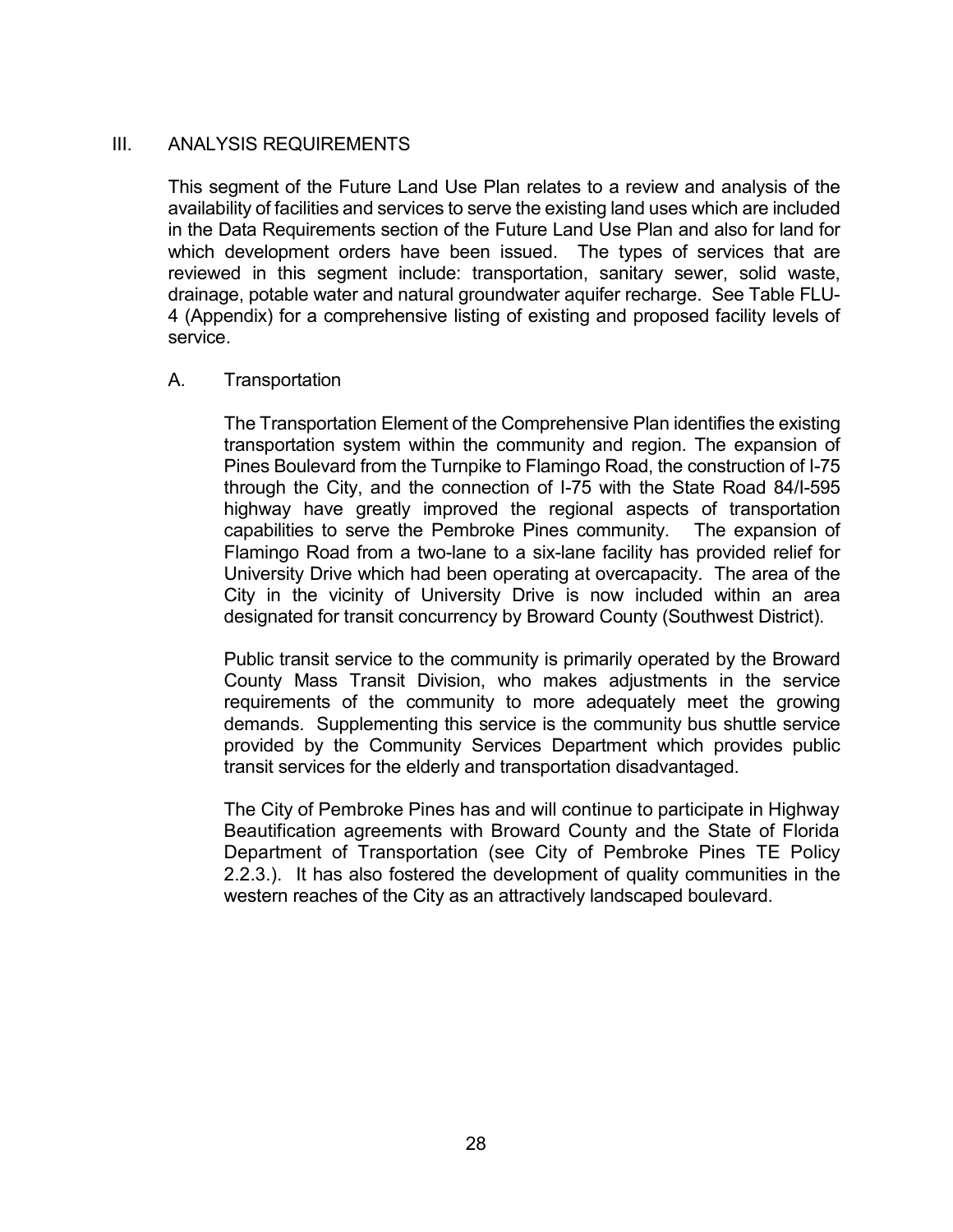## III. ANALYSIS REQUIREMENTS

This segment of the Future Land Use Plan relates to a review and analysis of the availability of facilities and services to serve the existing land uses which are included in the Data Requirements section of the Future Land Use Plan and also for land for which development orders have been issued. The types of services that are reviewed in this segment include: transportation, sanitary sewer, solid waste, drainage, potable water and natural groundwater aquifer recharge. See Table FLU-4 (Appendix) for a comprehensive listing of existing and proposed facility levels of service.

### A. Transportation

The Transportation Element of the Comprehensive Plan identifies the existing transportation system within the community and region. The expansion of Pines Boulevard from the Turnpike to Flamingo Road, the construction of I-75 through the City, and the connection of I-75 with the State Road 84/I-595 highway have greatly improved the regional aspects of transportation capabilities to serve the Pembroke Pines community. The expansion of Flamingo Road from a two-lane to a six-lane facility has provided relief for University Drive which had been operating at overcapacity. The area of the City in the vicinity of University Drive is now included within an area designated for transit concurrency by Broward County (Southwest District).

Public transit service to the community is primarily operated by the Broward County Mass Transit Division, who makes adjustments in the service requirements of the community to more adequately meet the growing demands. Supplementing this service is the community bus shuttle service provided by the Community Services Department which provides public transit services for the elderly and transportation disadvantaged.

The City of Pembroke Pines has and will continue to participate in Highway Beautification agreements with Broward County and the State of Florida Department of Transportation (see City of Pembroke Pines TE Policy 2.2.3.). It has also fostered the development of quality communities in the western reaches of the City as an attractively landscaped boulevard.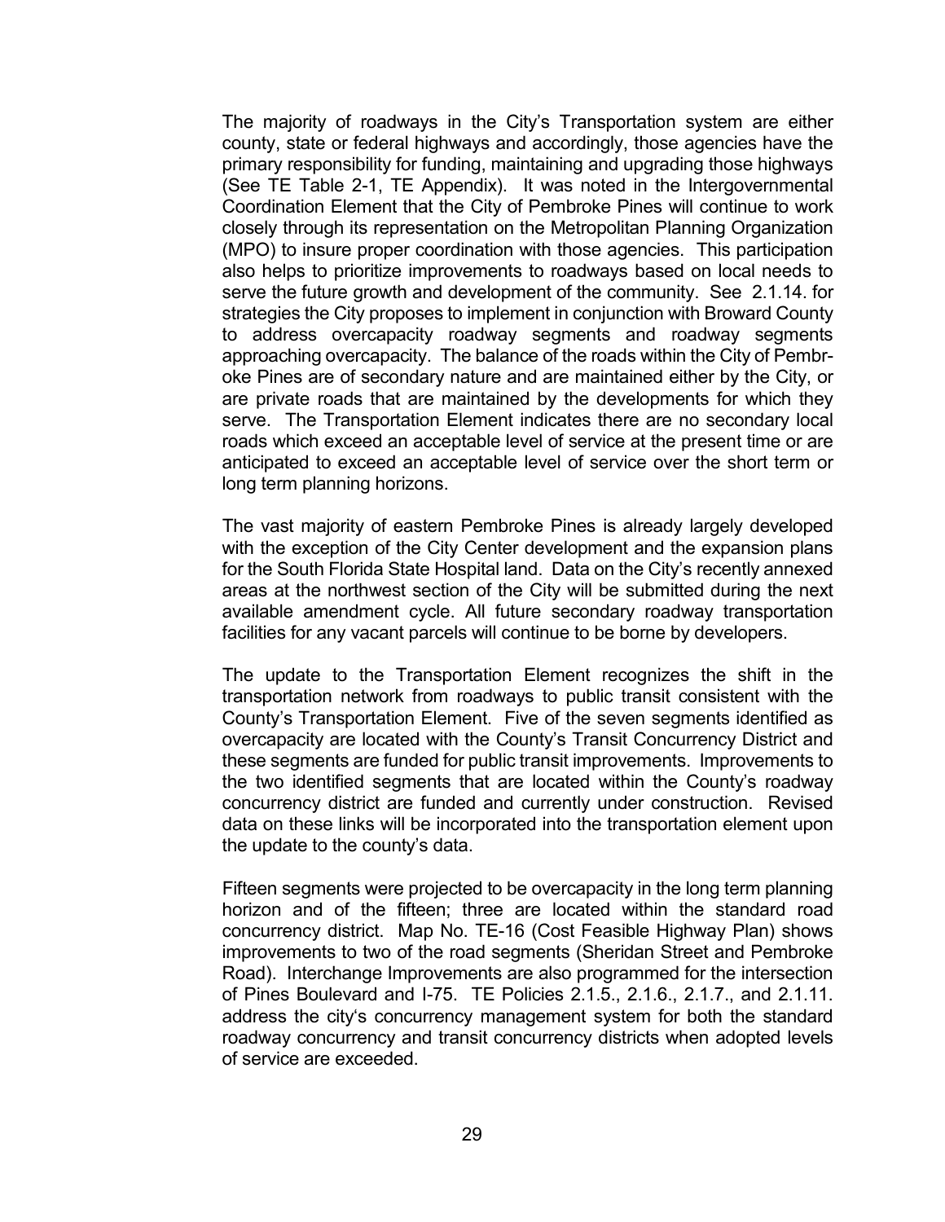The majority of roadways in the City's Transportation system are either county, state or federal highways and accordingly, those agencies have the primary responsibility for funding, maintaining and upgrading those highways (See TE Table 2-1, TE Appendix). It was noted in the Intergovernmental Coordination Element that the City of Pembroke Pines will continue to work closely through its representation on the Metropolitan Planning Organization (MPO) to insure proper coordination with those agencies. This participation also helps to prioritize improvements to roadways based on local needs to serve the future growth and development of the community. See 2.1.14. for strategies the City proposes to implement in conjunction with Broward County to address overcapacity roadway segments and roadway segments approaching overcapacity. The balance of the roads within the City of Pembroke Pines are of secondary nature and are maintained either by the City, or are private roads that are maintained by the developments for which they serve. The Transportation Element indicates there are no secondary local roads which exceed an acceptable level of service at the present time or are anticipated to exceed an acceptable level of service over the short term or long term planning horizons.

The vast majority of eastern Pembroke Pines is already largely developed with the exception of the City Center development and the expansion plans for the South Florida State Hospital land. Data on the City's recently annexed areas at the northwest section of the City will be submitted during the next available amendment cycle. All future secondary roadway transportation facilities for any vacant parcels will continue to be borne by developers.

The update to the Transportation Element recognizes the shift in the transportation network from roadways to public transit consistent with the County's Transportation Element. Five of the seven segments identified as overcapacity are located with the County's Transit Concurrency District and these segments are funded for public transit improvements. Improvements to the two identified segments that are located within the County's roadway concurrency district are funded and currently under construction. Revised data on these links will be incorporated into the transportation element upon the update to the county's data.

Fifteen segments were projected to be overcapacity in the long term planning horizon and of the fifteen; three are located within the standard road concurrency district. Map No. TE-16 (Cost Feasible Highway Plan) shows improvements to two of the road segments (Sheridan Street and Pembroke Road). Interchange Improvements are also programmed for the intersection of Pines Boulevard and I-75. TE Policies 2.1.5., 2.1.6., 2.1.7., and 2.1.11. address the city's concurrency management system for both the standard roadway concurrency and transit concurrency districts when adopted levels of service are exceeded.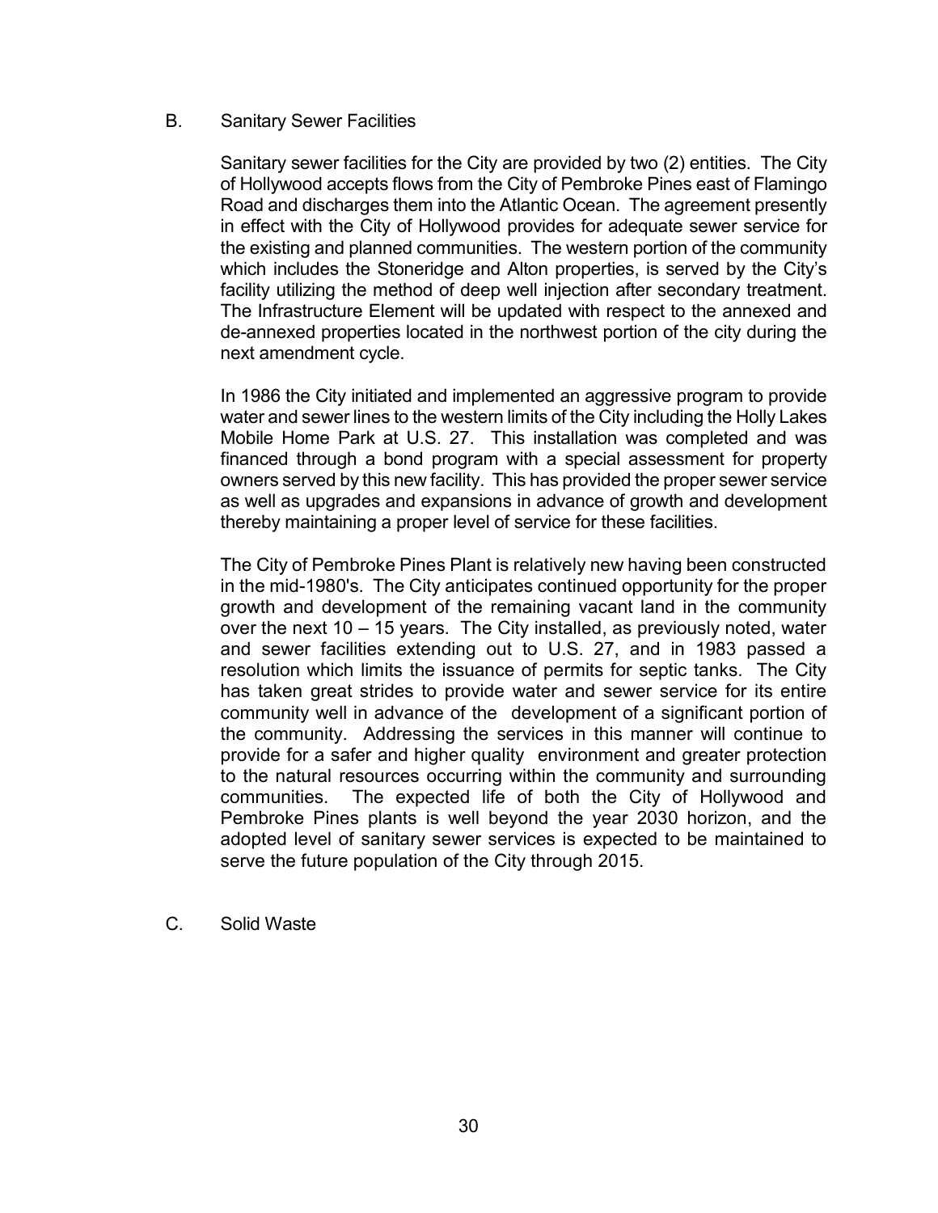## B. Sanitary Sewer Facilities

Sanitary sewer facilities for the City are provided by two (2) entities. The City of Hollywood accepts flows from the City of Pembroke Pines east of Flamingo Road and discharges them into the Atlantic Ocean. The agreement presently in effect with the City of Hollywood provides for adequate sewer service for the existing and planned communities. The western portion of the community which includes the Stoneridge and Alton properties, is served by the City's facility utilizing the method of deep well injection after secondary treatment. The Infrastructure Element will be updated with respect to the annexed and de-annexed properties located in the northwest portion of the city during the next amendment cycle.

In 1986 the City initiated and implemented an aggressive program to provide water and sewer lines to the western limits of the City including the Holly Lakes Mobile Home Park at U.S. 27. This installation was completed and was financed through a bond program with a special assessment for property owners served by this new facility. This has provided the proper sewer service as well as upgrades and expansions in advance of growth and development thereby maintaining a proper level of service for these facilities.

The City of Pembroke Pines Plant is relatively new having been constructed in the mid-1980's. The City anticipates continued opportunity for the proper growth and development of the remaining vacant land in the community over the next 10 – 15 years. The City installed, as previously noted, water and sewer facilities extending out to U.S. 27, and in 1983 passed a resolution which limits the issuance of permits for septic tanks. The City has taken great strides to provide water and sewer service for its entire community well in advance of the development of a significant portion of the community. Addressing the services in this manner will continue to provide for a safer and higher quality environment and greater protection to the natural resources occurring within the community and surrounding communities. The expected life of both the City of Hollywood and Pembroke Pines plants is well beyond the year 2030 horizon, and the adopted level of sanitary sewer services is expected to be maintained to serve the future population of the City through 2015.

## C. Solid Waste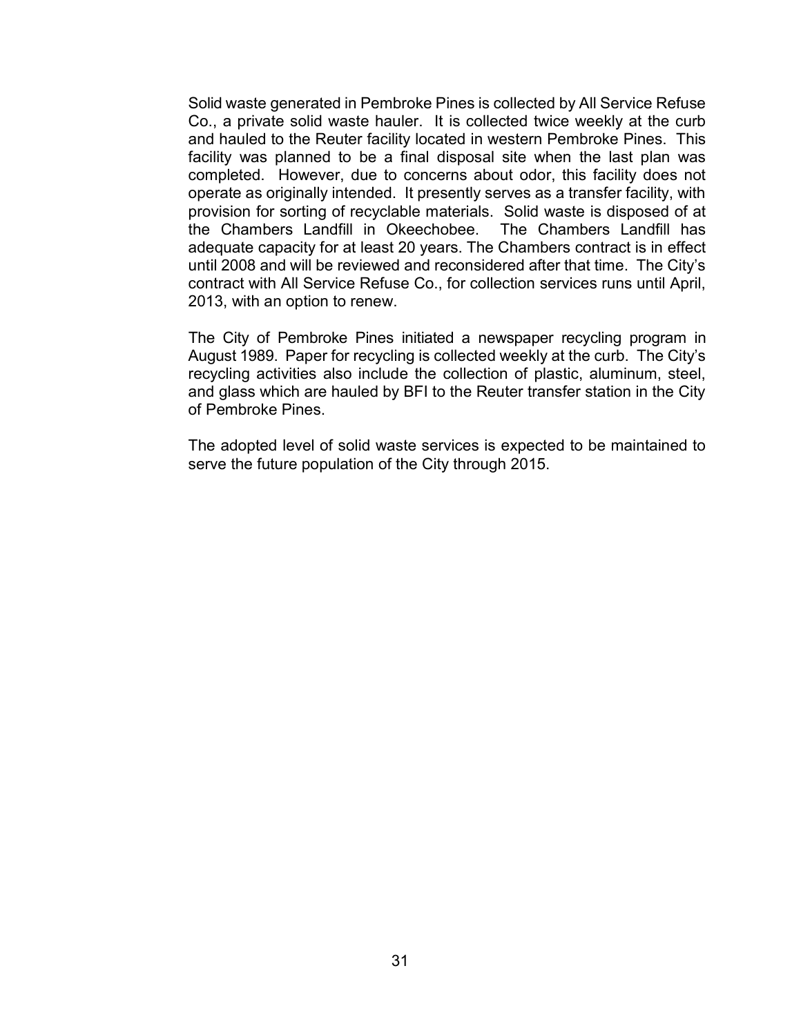Solid waste generated in Pembroke Pines is collected by All Service Refuse Co., a private solid waste hauler. It is collected twice weekly at the curb and hauled to the Reuter facility located in western Pembroke Pines. This facility was planned to be a final disposal site when the last plan was completed. However, due to concerns about odor, this facility does not operate as originally intended. It presently serves as a transfer facility, with provision for sorting of recyclable materials. Solid waste is disposed of at the Chambers Landfill in Okeechobee. The Chambers Landfill has adequate capacity for at least 20 years. The Chambers contract is in effect until 2008 and will be reviewed and reconsidered after that time. The City's contract with All Service Refuse Co., for collection services runs until April, 2013, with an option to renew.

The City of Pembroke Pines initiated a newspaper recycling program in August 1989. Paper for recycling is collected weekly at the curb. The City's recycling activities also include the collection of plastic, aluminum, steel, and glass which are hauled by BFI to the Reuter transfer station in the City of Pembroke Pines.

The adopted level of solid waste services is expected to be maintained to serve the future population of the City through 2015.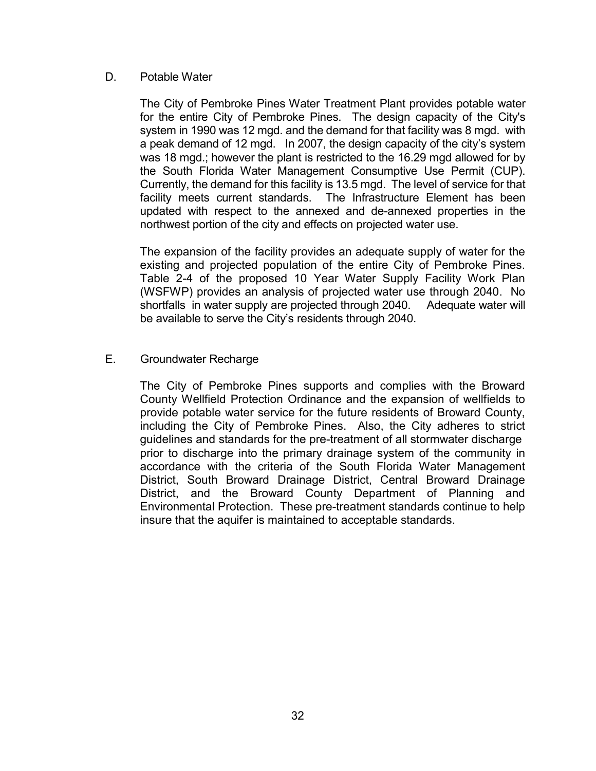## D. Potable Water

The City of Pembroke Pines Water Treatment Plant provides potable water for the entire City of Pembroke Pines. The design capacity of the City's system in 1990 was 12 mgd. and the demand for that facility was 8 mgd. with a peak demand of 12 mgd. In 2007, the design capacity of the city's system was 18 mgd.; however the plant is restricted to the 16.29 mgd allowed for by the South Florida Water Management Consumptive Use Permit (CUP). Currently, the demand for this facility is 13.5 mgd. The level of service for that facility meets current standards. The Infrastructure Element has been updated with respect to the annexed and de-annexed properties in the northwest portion of the city and effects on projected water use.

The expansion of the facility provides an adequate supply of water for the existing and projected population of the entire City of Pembroke Pines. Table 2-4 of the proposed 10 Year Water Supply Facility Work Plan (WSFWP) provides an analysis of projected water use through 2040. No shortfalls in water supply are projected through 2040. Adequate water will be available to serve the City's residents through 2040.

## E. Groundwater Recharge

The City of Pembroke Pines supports and complies with the Broward County Wellfield Protection Ordinance and the expansion of wellfields to provide potable water service for the future residents of Broward County, including the City of Pembroke Pines. Also, the City adheres to strict guidelines and standards for the pre-treatment of all stormwater discharge prior to discharge into the primary drainage system of the community in accordance with the criteria of the South Florida Water Management District, South Broward Drainage District, Central Broward Drainage District, and the Broward County Department of Planning and Environmental Protection. These pre-treatment standards continue to help insure that the aquifer is maintained to acceptable standards.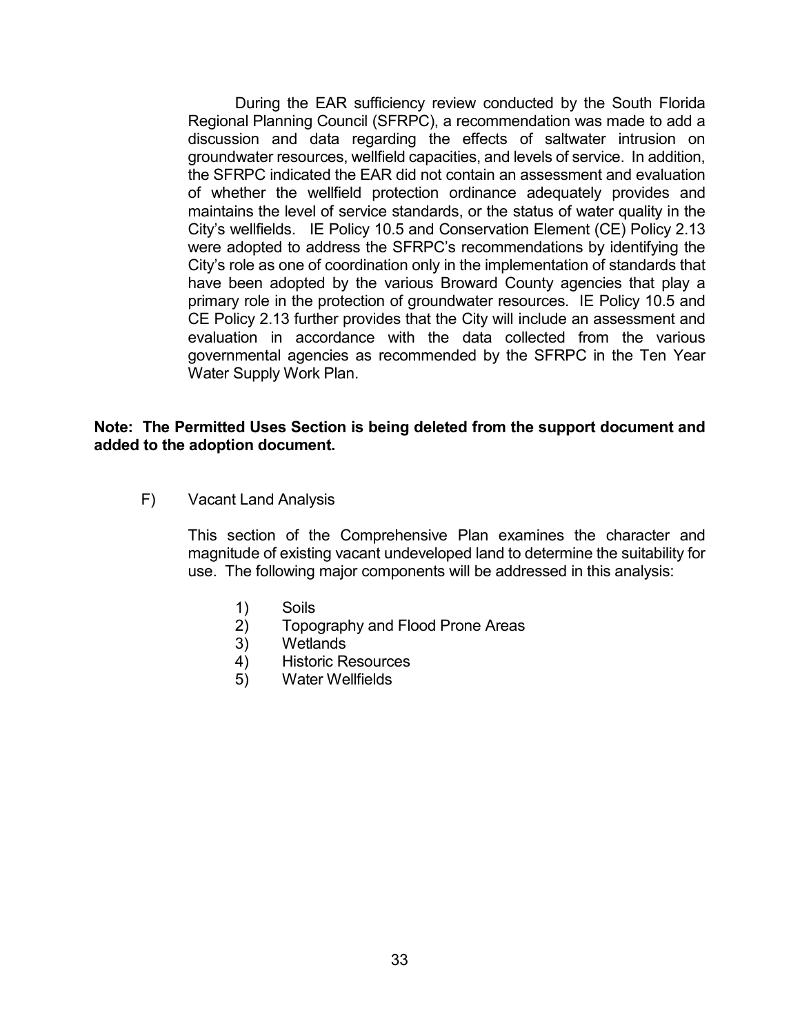During the EAR sufficiency review conducted by the South Florida Regional Planning Council (SFRPC), a recommendation was made to add a discussion and data regarding the effects of saltwater intrusion on groundwater resources, wellfield capacities, and levels of service. In addition, the SFRPC indicated the EAR did not contain an assessment and evaluation of whether the wellfield protection ordinance adequately provides and maintains the level of service standards, or the status of water quality in the City's wellfields. IE Policy 10.5 and Conservation Element (CE) Policy 2.13 were adopted to address the SFRPC's recommendations by identifying the City's role as one of coordination only in the implementation of standards that have been adopted by the various Broward County agencies that play a primary role in the protection of groundwater resources. IE Policy 10.5 and CE Policy 2.13 further provides that the City will include an assessment and evaluation in accordance with the data collected from the various governmental agencies as recommended by the SFRPC in the Ten Year Water Supply Work Plan.

**Note: The Permitted Uses Section is being deleted from the support document and added to the adoption document.**

F) Vacant Land Analysis

This section of the Comprehensive Plan examines the character and magnitude of existing vacant undeveloped land to determine the suitability for use. The following major components will be addressed in this analysis:

1) Soils
2) Topography and Flood Prone Areas
3) Wetlands
4) Historic Resources
5) Water Wellfields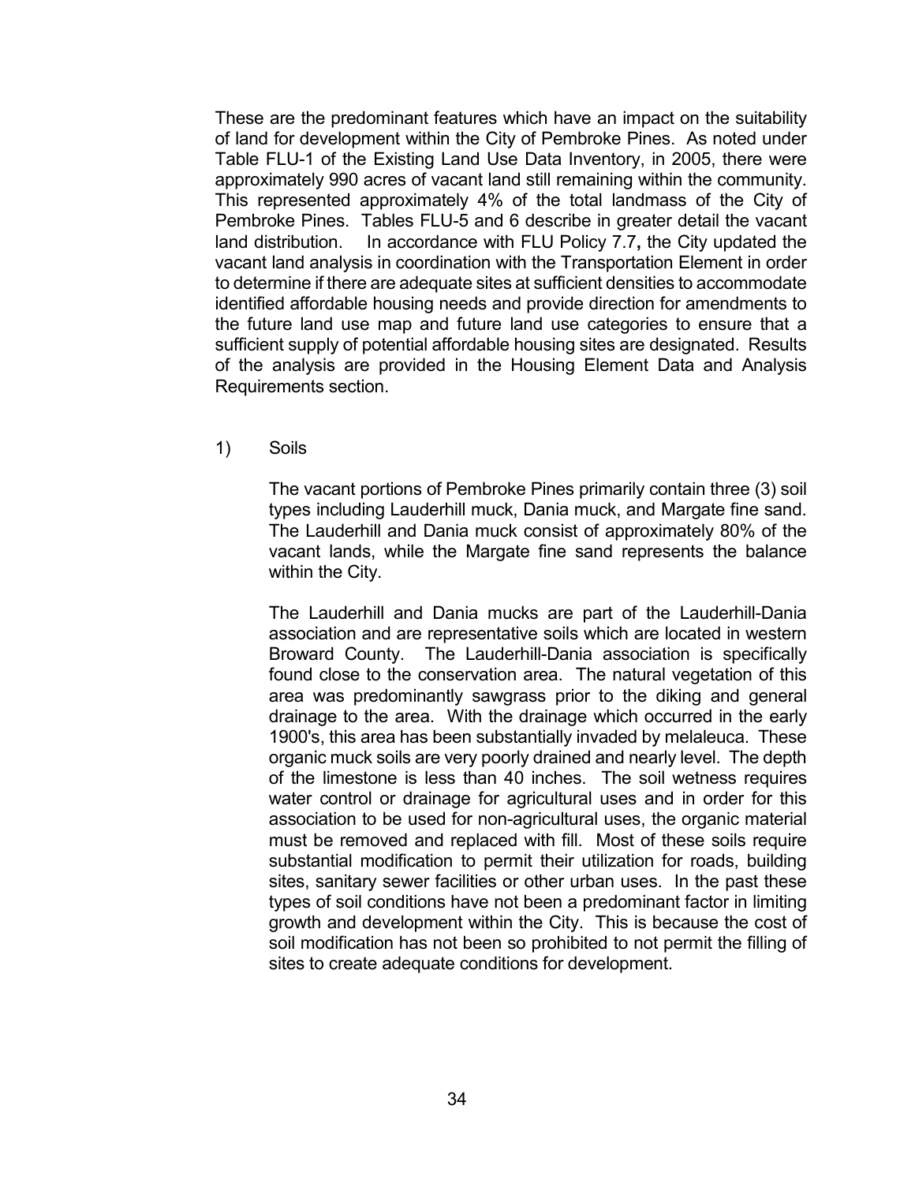These are the predominant features which have an impact on the suitability of land for development within the City of Pembroke Pines. As noted under Table FLU-1 of the Existing Land Use Data Inventory, in 2005, there were approximately 990 acres of vacant land still remaining within the community. This represented approximately 4% of the total landmass of the City of Pembroke Pines. Tables FLU-5 and 6 describe in greater detail the vacant land distribution. In accordance with FLU Policy 7.7**,** the City updated the vacant land analysis in coordination with the Transportation Element in order to determine if there are adequate sites at sufficient densities to accommodate identified affordable housing needs and provide direction for amendments to the future land use map and future land use categories to ensure that a sufficient supply of potential affordable housing sites are designated. Results of the analysis are provided in the Housing Element Data and Analysis Requirements section.

1) Soils

The vacant portions of Pembroke Pines primarily contain three (3) soil types including Lauderhill muck, Dania muck, and Margate fine sand. The Lauderhill and Dania muck consist of approximately 80% of the vacant lands, while the Margate fine sand represents the balance within the City.

The Lauderhill and Dania mucks are part of the Lauderhill-Dania association and are representative soils which are located in western Broward County. The Lauderhill-Dania association is specifically found close to the conservation area. The natural vegetation of this area was predominantly sawgrass prior to the diking and general drainage to the area. With the drainage which occurred in the early 1900's, this area has been substantially invaded by melaleuca. These organic muck soils are very poorly drained and nearly level. The depth of the limestone is less than 40 inches. The soil wetness requires water control or drainage for agricultural uses and in order for this association to be used for non-agricultural uses, the organic material must be removed and replaced with fill. Most of these soils require substantial modification to permit their utilization for roads, building sites, sanitary sewer facilities or other urban uses. In the past these types of soil conditions have not been a predominant factor in limiting growth and development within the City. This is because the cost of soil modification has not been so prohibited to not permit the filling of sites to create adequate conditions for development.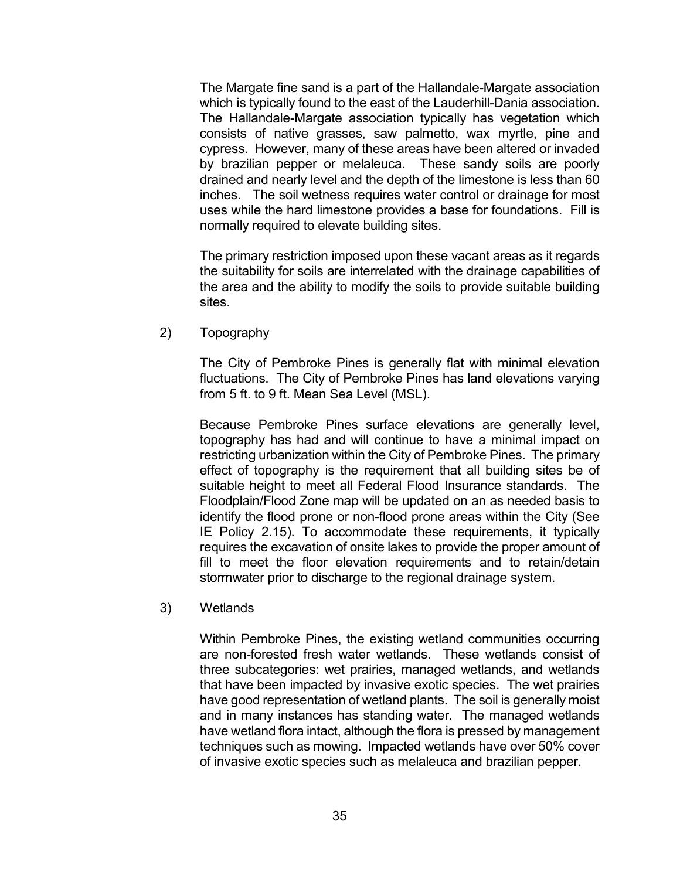The Margate fine sand is a part of the Hallandale-Margate association which is typically found to the east of the Lauderhill-Dania association. The Hallandale-Margate association typically has vegetation which consists of native grasses, saw palmetto, wax myrtle, pine and cypress. However, many of these areas have been altered or invaded by brazilian pepper or melaleuca. These sandy soils are poorly drained and nearly level and the depth of the limestone is less than 60 inches. The soil wetness requires water control or drainage for most uses while the hard limestone provides a base for foundations. Fill is normally required to elevate building sites.

The primary restriction imposed upon these vacant areas as it regards the suitability for soils are interrelated with the drainage capabilities of the area and the ability to modify the soils to provide suitable building sites.

2) Topography

The City of Pembroke Pines is generally flat with minimal elevation fluctuations. The City of Pembroke Pines has land elevations varying from 5 ft. to 9 ft. Mean Sea Level (MSL).

Because Pembroke Pines surface elevations are generally level, topography has had and will continue to have a minimal impact on restricting urbanization within the City of Pembroke Pines. The primary effect of topography is the requirement that all building sites be of suitable height to meet all Federal Flood Insurance standards. The Floodplain/Flood Zone map will be updated on an as needed basis to identify the flood prone or non-flood prone areas within the City (See IE Policy 2.15). To accommodate these requirements, it typically requires the excavation of onsite lakes to provide the proper amount of fill to meet the floor elevation requirements and to retain/detain stormwater prior to discharge to the regional drainage system.

3) Wetlands

Within Pembroke Pines, the existing wetland communities occurring are non-forested fresh water wetlands. These wetlands consist of three subcategories: wet prairies, managed wetlands, and wetlands that have been impacted by invasive exotic species. The wet prairies have good representation of wetland plants. The soil is generally moist and in many instances has standing water. The managed wetlands have wetland flora intact, although the flora is pressed by management techniques such as mowing. Impacted wetlands have over 50% cover of invasive exotic species such as melaleuca and brazilian pepper.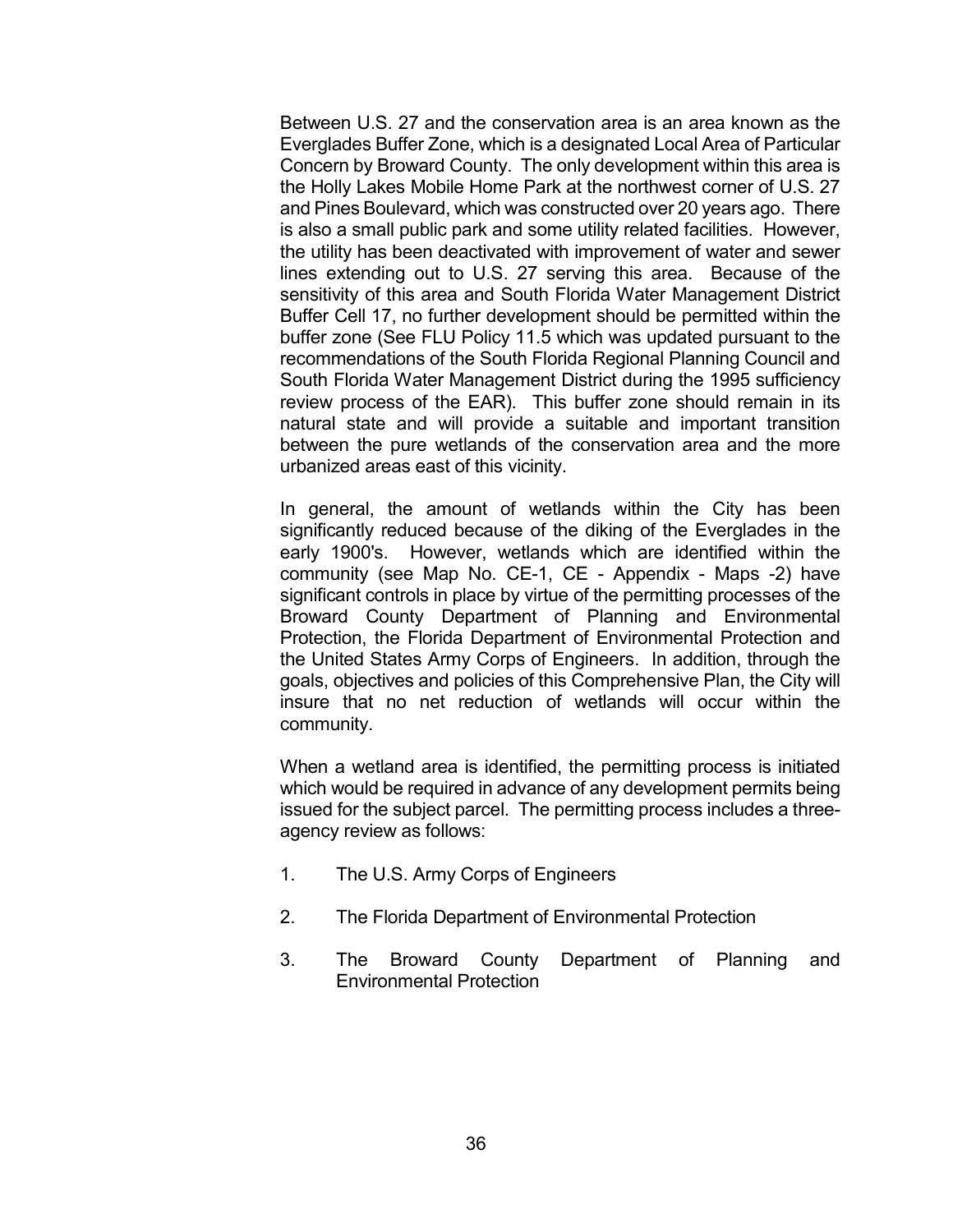Between U.S. 27 and the conservation area is an area known as the Everglades Buffer Zone, which is a designated Local Area of Particular Concern by Broward County. The only development within this area is the Holly Lakes Mobile Home Park at the northwest corner of U.S. 27 and Pines Boulevard, which was constructed over 20 years ago. There is also a small public park and some utility related facilities. However, the utility has been deactivated with improvement of water and sewer lines extending out to U.S. 27 serving this area. Because of the sensitivity of this area and South Florida Water Management District Buffer Cell 17, no further development should be permitted within the buffer zone (See FLU Policy 11.5 which was updated pursuant to the recommendations of the South Florida Regional Planning Council and South Florida Water Management District during the 1995 sufficiency review process of the EAR). This buffer zone should remain in its natural state and will provide a suitable and important transition between the pure wetlands of the conservation area and the more urbanized areas east of this vicinity.

In general, the amount of wetlands within the City has been significantly reduced because of the diking of the Everglades in the early 1900's. However, wetlands which are identified within the community (see Map No. CE-1, CE - Appendix - Maps -2) have significant controls in place by virtue of the permitting processes of the Broward County Department of Planning and Environmental Protection, the Florida Department of Environmental Protection and the United States Army Corps of Engineers. In addition, through the goals, objectives and policies of this Comprehensive Plan, the City will insure that no net reduction of wetlands will occur within the community.

When a wetland area is identified, the permitting process is initiated which would be required in advance of any development permits being issued for the subject parcel. The permitting process includes a three-agency review as follows:

1. The U.S. Army Corps of Engineers
2. The Florida Department of Environmental Protection
3. The Broward County Department of Planning and Environmental Protection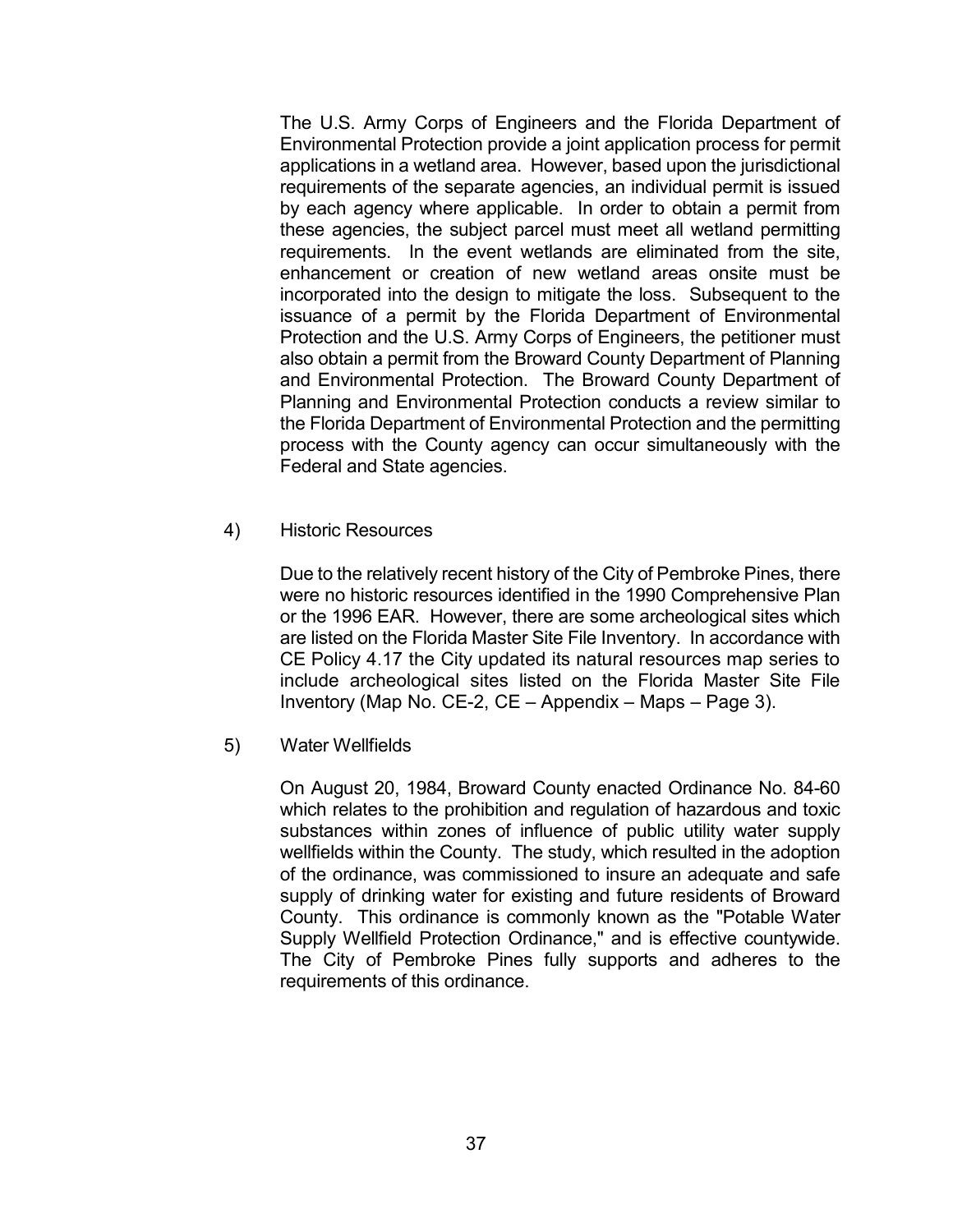The U.S. Army Corps of Engineers and the Florida Department of Environmental Protection provide a joint application process for permit applications in a wetland area. However, based upon the jurisdictional requirements of the separate agencies, an individual permit is issued by each agency where applicable. In order to obtain a permit from these agencies, the subject parcel must meet all wetland permitting requirements. In the event wetlands are eliminated from the site, enhancement or creation of new wetland areas onsite must be incorporated into the design to mitigate the loss. Subsequent to the issuance of a permit by the Florida Department of Environmental Protection and the U.S. Army Corps of Engineers, the petitioner must also obtain a permit from the Broward County Department of Planning and Environmental Protection. The Broward County Department of Planning and Environmental Protection conducts a review similar to the Florida Department of Environmental Protection and the permitting process with the County agency can occur simultaneously with the Federal and State agencies.

4) Historic Resources

Due to the relatively recent history of the City of Pembroke Pines, there were no historic resources identified in the 1990 Comprehensive Plan or the 1996 EAR. However, there are some archeological sites which are listed on the Florida Master Site File Inventory. In accordance with CE Policy 4.17 the City updated its natural resources map series to include archeological sites listed on the Florida Master Site File Inventory (Map No. CE-2, CE – Appendix – Maps – Page 3).

5) Water Wellfields

On August 20, 1984, Broward County enacted Ordinance No. 84-60 which relates to the prohibition and regulation of hazardous and toxic substances within zones of influence of public utility water supply wellfields within the County. The study, which resulted in the adoption of the ordinance, was commissioned to insure an adequate and safe supply of drinking water for existing and future residents of Broward County. This ordinance is commonly known as the "Potable Water Supply Wellfield Protection Ordinance," and is effective countywide. The City of Pembroke Pines fully supports and adheres to the requirements of this ordinance.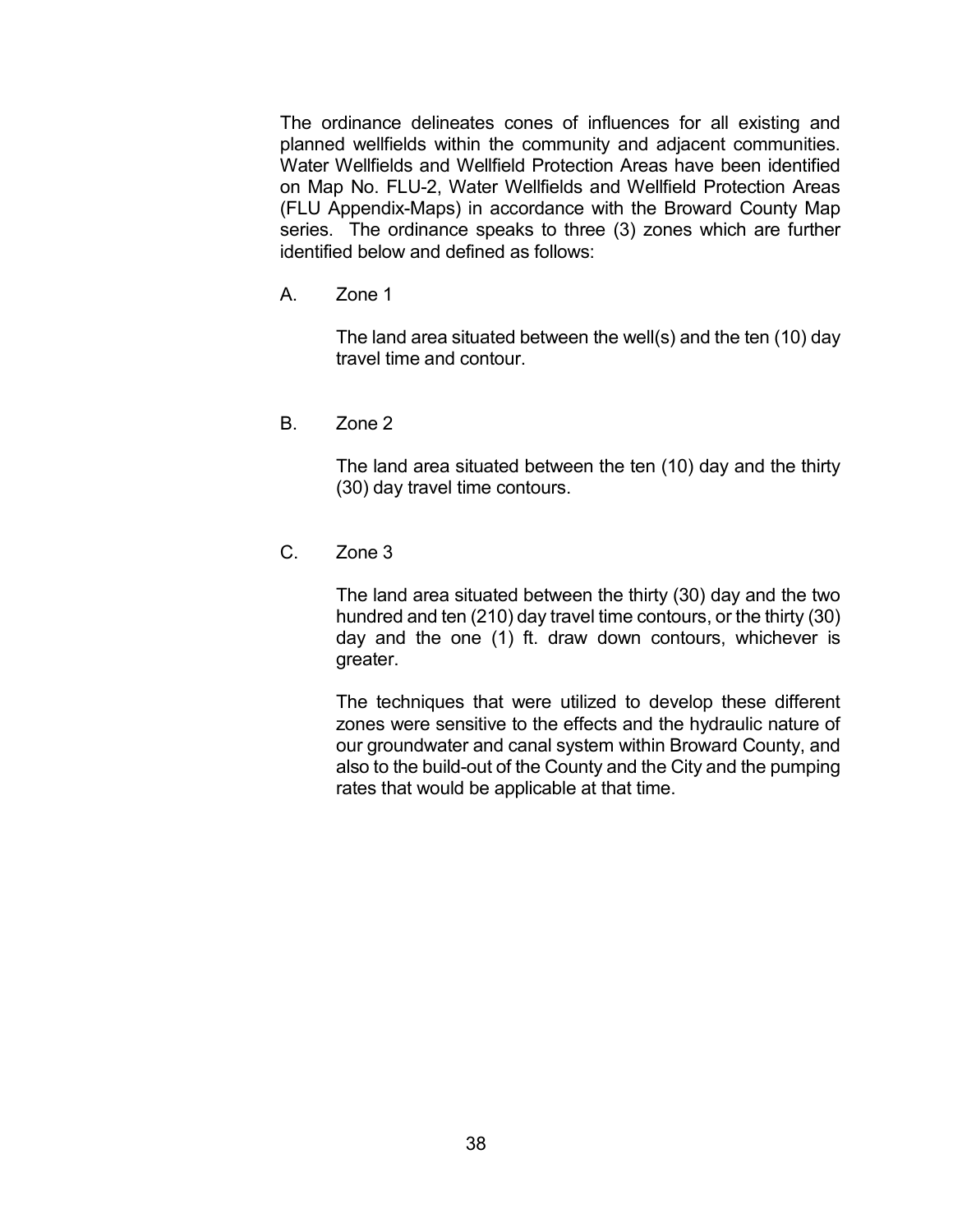The ordinance delineates cones of influences for all existing and planned wellfields within the community and adjacent communities. Water Wellfields and Wellfield Protection Areas have been identified on Map No. FLU-2, Water Wellfields and Wellfield Protection Areas (FLU Appendix-Maps) in accordance with the Broward County Map series. The ordinance speaks to three (3) zones which are further identified below and defined as follows:

A. Zone 1

The land area situated between the well(s) and the ten (10) day travel time and contour.

B. Zone 2

The land area situated between the ten (10) day and the thirty (30) day travel time contours.

C. Zone 3

The land area situated between the thirty (30) day and the two hundred and ten (210) day travel time contours, or the thirty (30) day and the one (1) ft. draw down contours, whichever is greater.

The techniques that were utilized to develop these different zones were sensitive to the effects and the hydraulic nature of our groundwater and canal system within Broward County, and also to the build-out of the County and the City and the pumping rates that would be applicable at that time.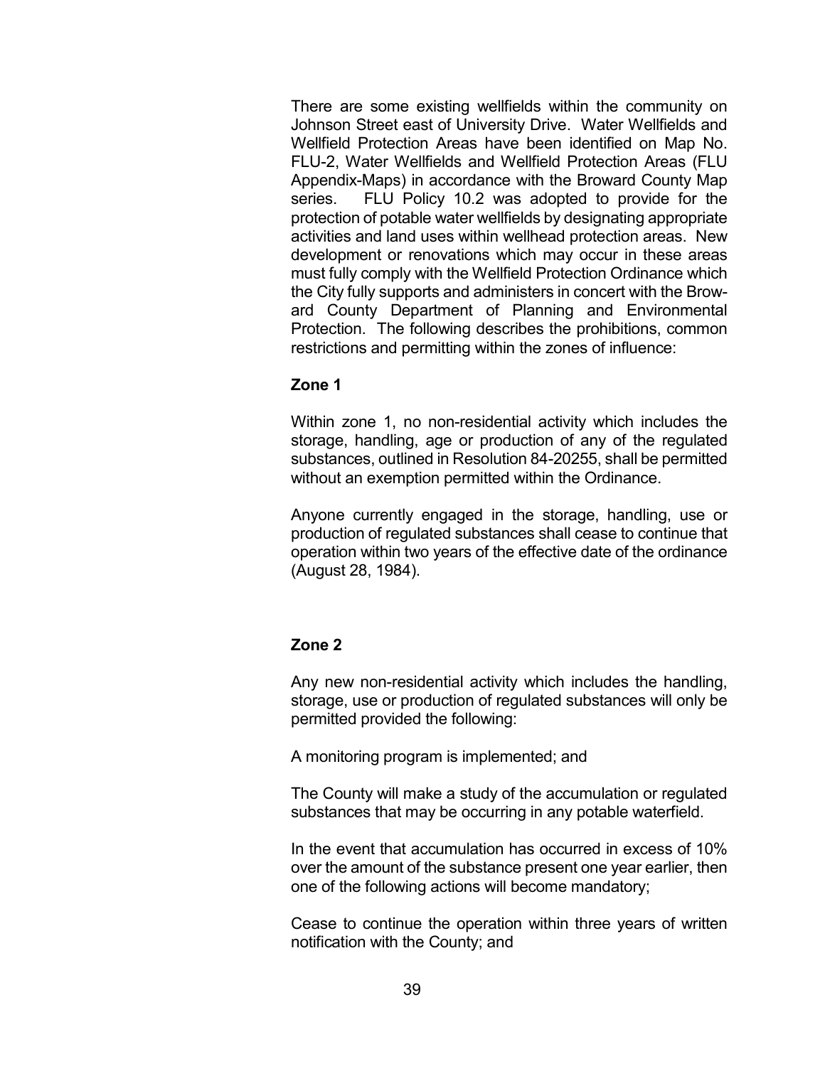There are some existing wellfields within the community on Johnson Street east of University Drive. Water Wellfields and Wellfield Protection Areas have been identified on Map No. FLU-2, Water Wellfields and Wellfield Protection Areas (FLU Appendix-Maps) in accordance with the Broward County Map series. FLU Policy 10.2 was adopted to provide for the protection of potable water wellfields by designating appropriate activities and land uses within wellhead protection areas. New development or renovations which may occur in these areas must fully comply with the Wellfield Protection Ordinance which the City fully supports and administers in concert with the Broward County Department of Planning and Environmental Protection. The following describes the prohibitions, common restrictions and permitting within the zones of influence:

**Zone 1**

Within zone 1, no non-residential activity which includes the storage, handling, age or production of any of the regulated substances, outlined in Resolution 84-20255, shall be permitted without an exemption permitted within the Ordinance.

Anyone currently engaged in the storage, handling, use or production of regulated substances shall cease to continue that operation within two years of the effective date of the ordinance (August 28, 1984).

**Zone 2**

Any new non-residential activity which includes the handling, storage, use or production of regulated substances will only be permitted provided the following:

A monitoring program is implemented; and

The County will make a study of the accumulation or regulated substances that may be occurring in any potable waterfield.

In the event that accumulation has occurred in excess of 10% over the amount of the substance present one year earlier, then one of the following actions will become mandatory;

Cease to continue the operation within three years of written notification with the County; and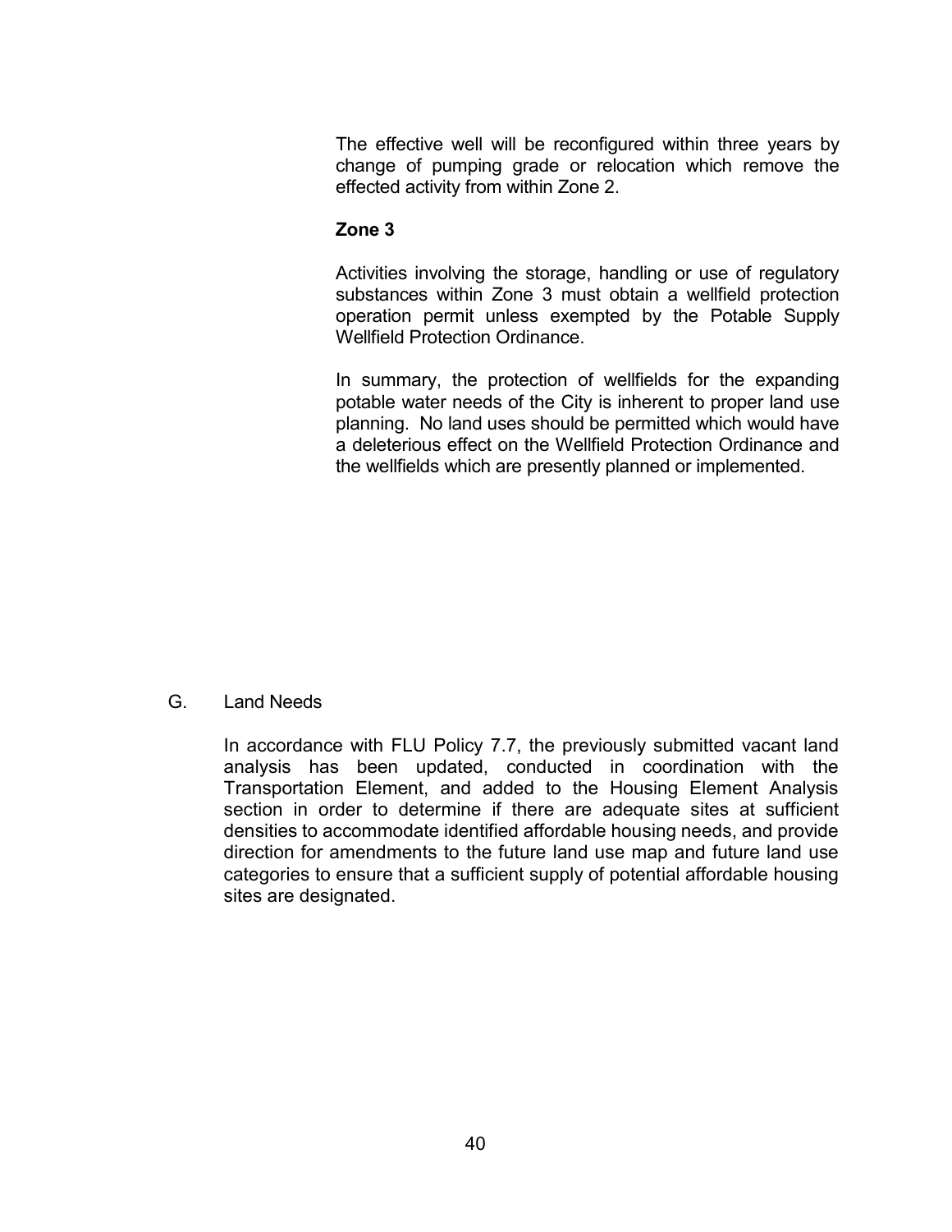The effective well will be reconfigured within three years by change of pumping grade or relocation which remove the effected activity from within Zone 2.

**Zone 3**

Activities involving the storage, handling or use of regulatory substances within Zone 3 must obtain a wellfield protection operation permit unless exempted by the Potable Supply Wellfield Protection Ordinance.

In summary, the protection of wellfields for the expanding potable water needs of the City is inherent to proper land use planning. No land uses should be permitted which would have a deleterious effect on the Wellfield Protection Ordinance and the wellfields which are presently planned or implemented.

## G. Land Needs

In accordance with FLU Policy 7.7, the previously submitted vacant land analysis has been updated, conducted in coordination with the Transportation Element, and added to the Housing Element Analysis section in order to determine if there are adequate sites at sufficient densities to accommodate identified affordable housing needs, and provide direction for amendments to the future land use map and future land use categories to ensure that a sufficient supply of potential affordable housing sites are designated.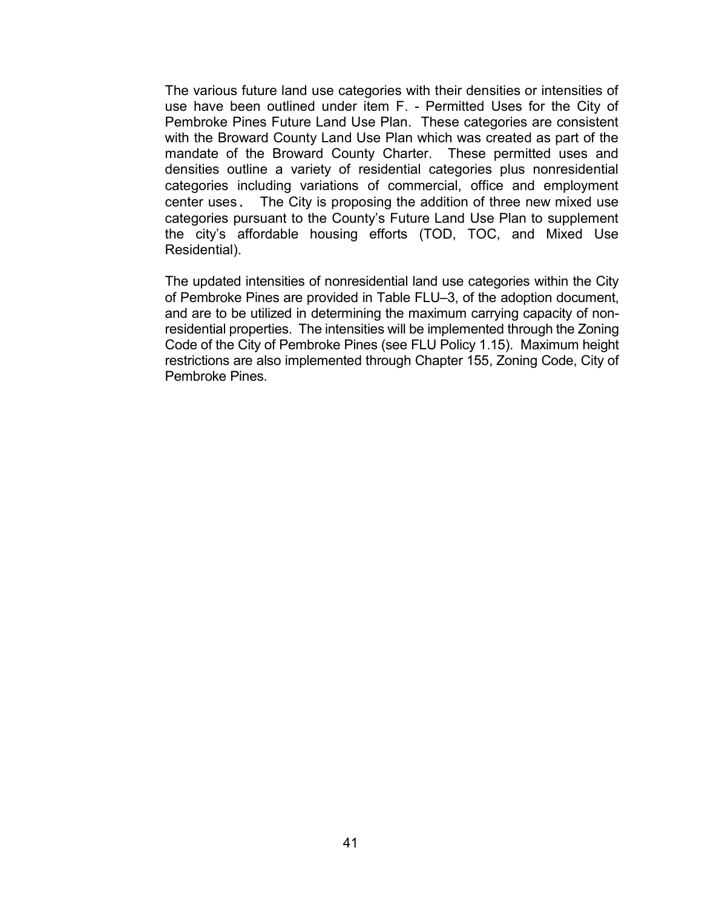The various future land use categories with their densities or intensities of use have been outlined under item F. - Permitted Uses for the City of Pembroke Pines Future Land Use Plan. These categories are consistent with the Broward County Land Use Plan which was created as part of the mandate of the Broward County Charter. These permitted uses and densities outline a variety of residential categories plus nonresidential categories including variations of commercial, office and employment center uses. The City is proposing the addition of three new mixed use categories pursuant to the County's Future Land Use Plan to supplement the city's affordable housing efforts (TOD, TOC, and Mixed Use Residential).

The updated intensities of nonresidential land use categories within the City of Pembroke Pines are provided in Table FLU–3, of the adoption document, and are to be utilized in determining the maximum carrying capacity of non-residential properties. The intensities will be implemented through the Zoning Code of the City of Pembroke Pines (see FLU Policy 1.15). Maximum height restrictions are also implemented through Chapter 155, Zoning Code, City of Pembroke Pines.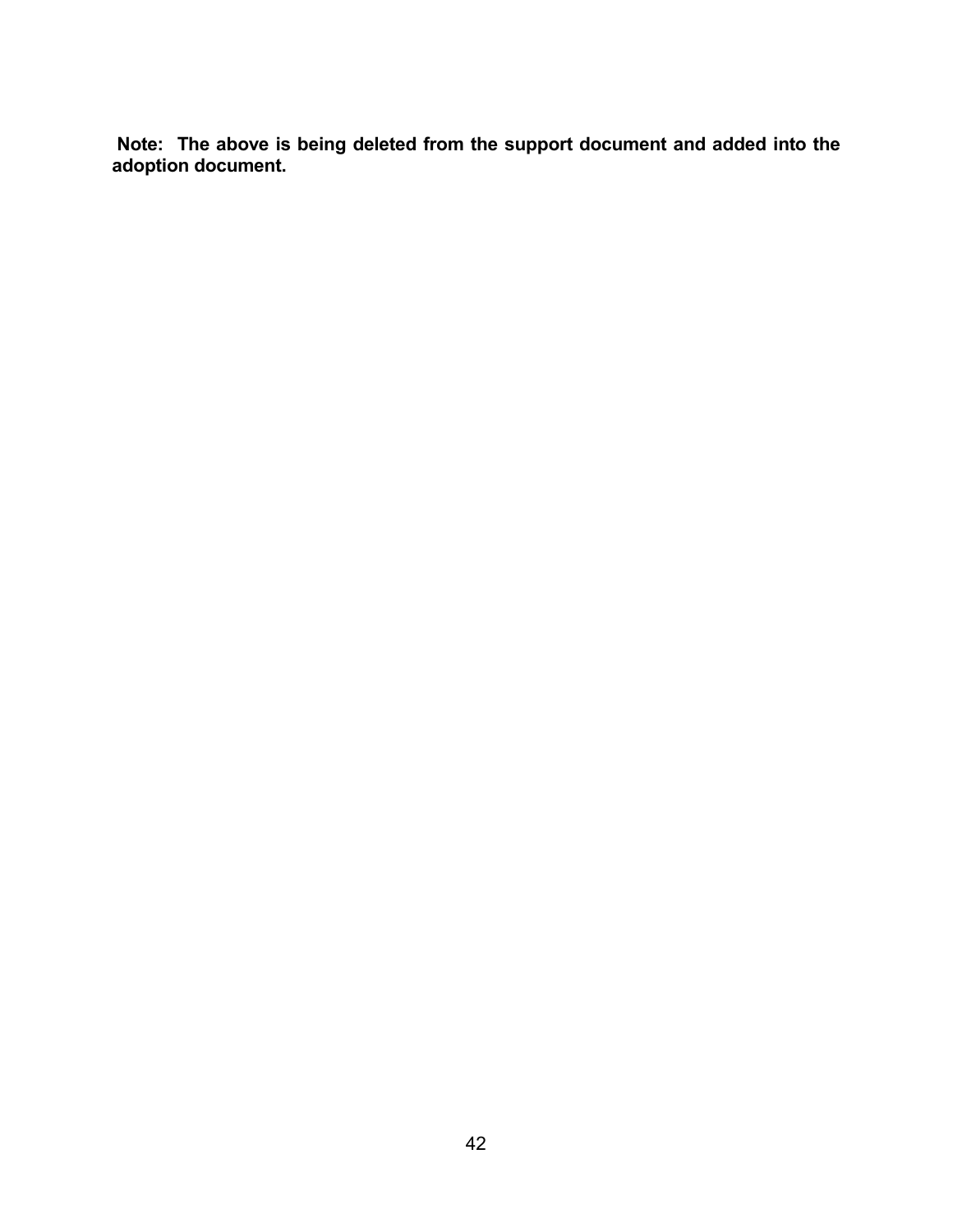**Note: The above is being deleted from the support document and added into the adoption document.**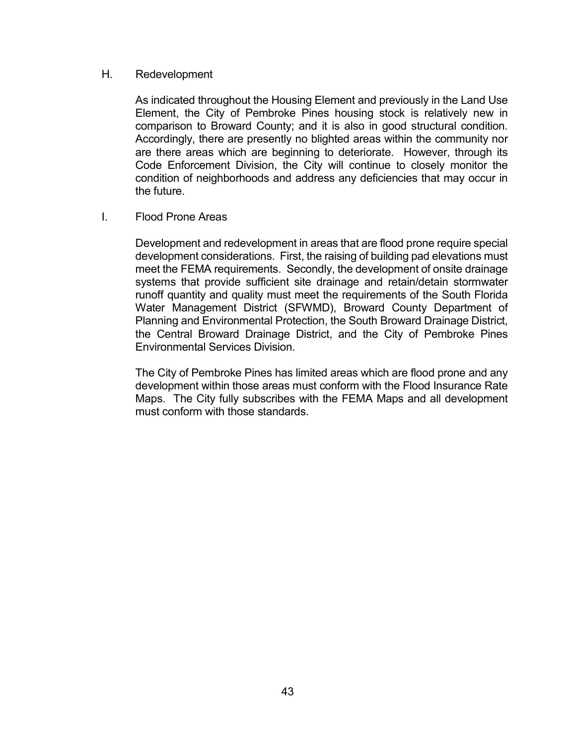## H. Redevelopment

As indicated throughout the Housing Element and previously in the Land Use Element, the City of Pembroke Pines housing stock is relatively new in comparison to Broward County; and it is also in good structural condition. Accordingly, there are presently no blighted areas within the community nor are there areas which are beginning to deteriorate. However, through its Code Enforcement Division, the City will continue to closely monitor the condition of neighborhoods and address any deficiencies that may occur in the future.

## I. Flood Prone Areas

Development and redevelopment in areas that are flood prone require special development considerations. First, the raising of building pad elevations must meet the FEMA requirements. Secondly, the development of onsite drainage systems that provide sufficient site drainage and retain/detain stormwater runoff quantity and quality must meet the requirements of the South Florida Water Management District (SFWMD), Broward County Department of Planning and Environmental Protection, the South Broward Drainage District, the Central Broward Drainage District, and the City of Pembroke Pines Environmental Services Division.

The City of Pembroke Pines has limited areas which are flood prone and any development within those areas must conform with the Flood Insurance Rate Maps. The City fully subscribes with the FEMA Maps and all development must conform with those standards.